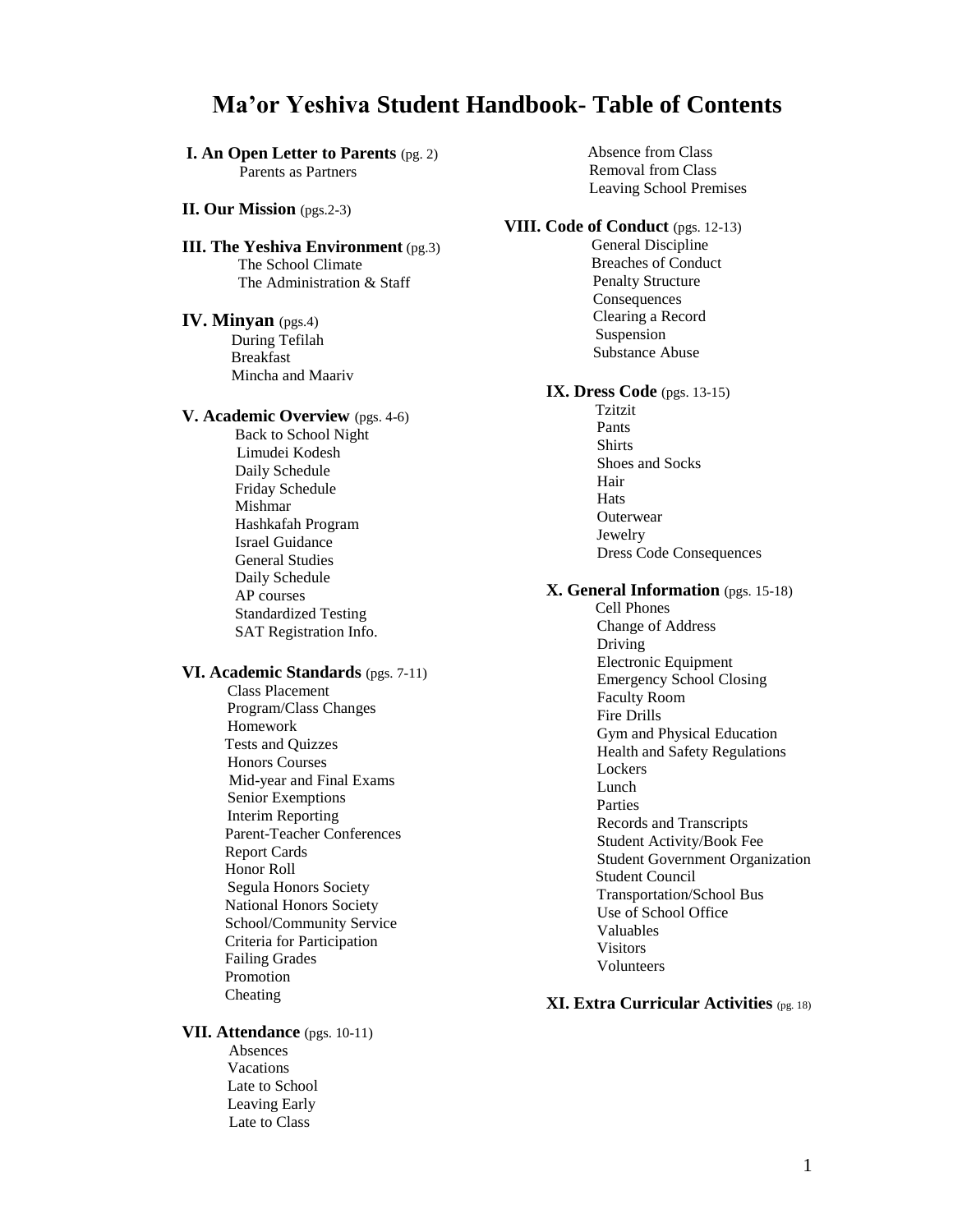# Ma'or Yeshiva Student Handbook- Table of Contents

**I. An Open Letter to Parents** (pg. 2)
- Parents as Partners

**II. Our Mission** (pgs.2-3)

**III. The Yeshiva Environment** (pg.3)
- The School Climate
- The Administration & Staff

**IV. Minyan** (pgs.4)
- During Tefilah
- Breakfast
- Mincha and Maariv

**V. Academic Overview** (pgs. 4-6)
- Back to School Night
- Limudei Kodesh
- Daily Schedule
- Friday Schedule
- Mishmar
- Hashkafah Program
- Israel Guidance
- General Studies
- Daily Schedule
- AP courses
- Standardized Testing
- SAT Registration Info.

**VI. Academic Standards** (pgs. 7-11)
- Class Placement
- Program/Class Changes
- Homework
- Tests and Quizzes
- Honors Courses
- Mid-year and Final Exams
- Senior Exemptions
- Interim Reporting
- Parent-Teacher Conferences
- Report Cards
- Honor Roll
- Segula Honors Society
- National Honors Society
- School/Community Service
- Criteria for Participation
- Failing Grades
- Promotion
- Cheating

**VII. Attendance** (pgs. 10-11)
- Absences
- Vacations
- Late to School
- Leaving Early
- Late to Class
- Absence from Class
- Removal from Class
- Leaving School Premises

**VIII. Code of Conduct** (pgs. 12-13)
- General Discipline
- Breaches of Conduct
- Penalty Structure
- Consequences
- Clearing a Record
- Suspension
- Substance Abuse

**IX. Dress Code** (pgs. 13-15)
- Tzitzit
- Pants
- Shirts
- Shoes and Socks
- Hair
- Hats
- Outerwear
- Jewelry
- Dress Code Consequences

**X. General Information** (pgs. 15-18)
- Cell Phones
- Change of Address
- Driving
- Electronic Equipment
- Emergency School Closing
- Faculty Room
- Fire Drills
- Gym and Physical Education
- Health and Safety Regulations
- Lockers
- Lunch
- Parties
- Records and Transcripts
- Student Activity/Book Fee
- Student Government Organization
- Student Council
- Transportation/School Bus
- Use of School Office
- Valuables
- Visitors
- Volunteers

**XI. Extra Curricular Activities** (pg. 18)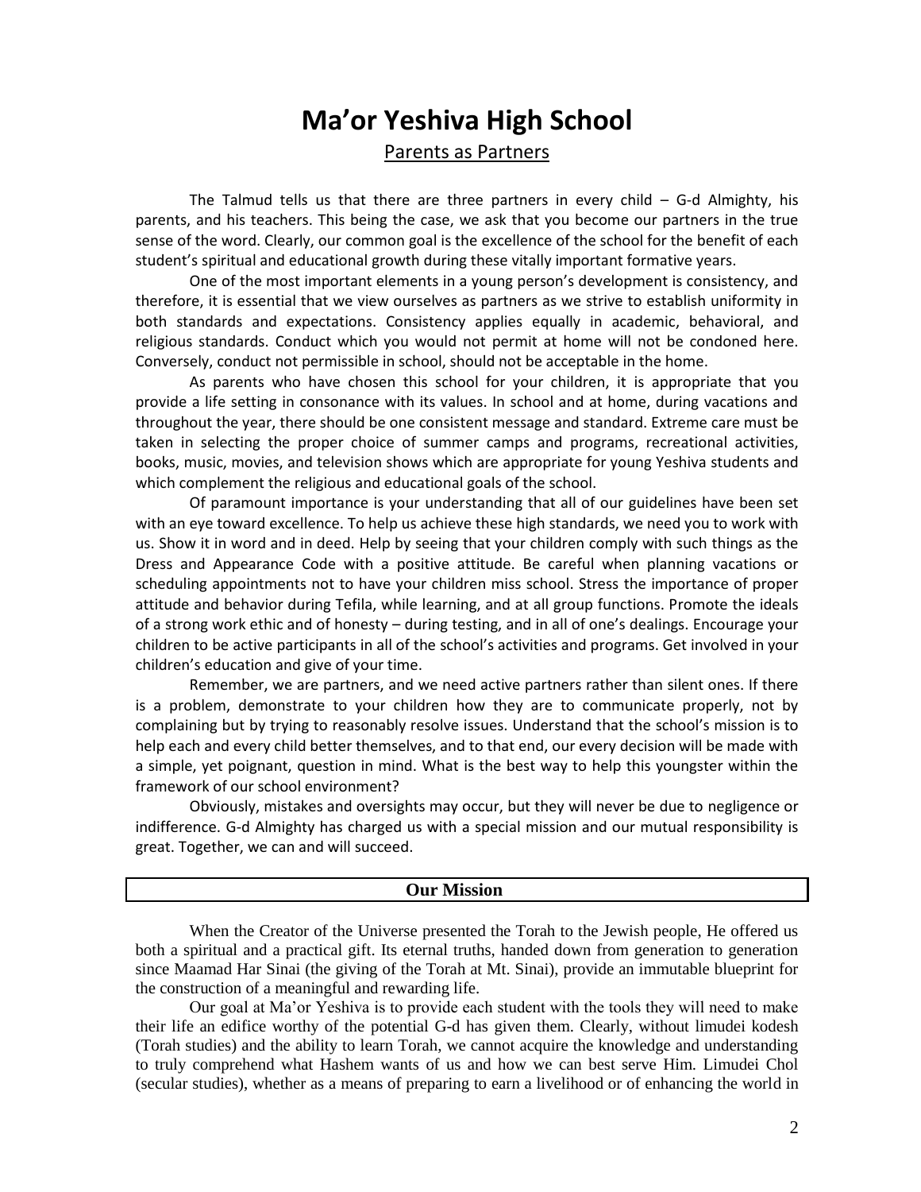# Ma'or Yeshiva High School

## Parents as Partners

The Talmud tells us that there are three partners in every child – G-d Almighty, his parents, and his teachers. This being the case, we ask that you become our partners in the true sense of the word. Clearly, our common goal is the excellence of the school for the benefit of each student's spiritual and educational growth during these vitally important formative years.

One of the most important elements in a young person's development is consistency, and therefore, it is essential that we view ourselves as partners as we strive to establish uniformity in both standards and expectations. Consistency applies equally in academic, behavioral, and religious standards. Conduct which you would not permit at home will not be condoned here. Conversely, conduct not permissible in school, should not be acceptable in the home.

As parents who have chosen this school for your children, it is appropriate that you provide a life setting in consonance with its values. In school and at home, during vacations and throughout the year, there should be one consistent message and standard. Extreme care must be taken in selecting the proper choice of summer camps and programs, recreational activities, books, music, movies, and television shows which are appropriate for young Yeshiva students and which complement the religious and educational goals of the school.

Of paramount importance is your understanding that all of our guidelines have been set with an eye toward excellence. To help us achieve these high standards, we need you to work with us. Show it in word and in deed. Help by seeing that your children comply with such things as the Dress and Appearance Code with a positive attitude. Be careful when planning vacations or scheduling appointments not to have your children miss school. Stress the importance of proper attitude and behavior during Tefila, while learning, and at all group functions. Promote the ideals of a strong work ethic and of honesty – during testing, and in all of one's dealings. Encourage your children to be active participants in all of the school's activities and programs. Get involved in your children's education and give of your time.

Remember, we are partners, and we need active partners rather than silent ones. If there is a problem, demonstrate to your children how they are to communicate properly, not by complaining but by trying to reasonably resolve issues. Understand that the school's mission is to help each and every child better themselves, and to that end, our every decision will be made with a simple, yet poignant, question in mind. What is the best way to help this youngster within the framework of our school environment?

Obviously, mistakes and oversights may occur, but they will never be due to negligence or indifference. G-d Almighty has charged us with a special mission and our mutual responsibility is great. Together, we can and will succeed.

## Our Mission

When the Creator of the Universe presented the Torah to the Jewish people, He offered us both a spiritual and a practical gift. Its eternal truths, handed down from generation to generation since Maamad Har Sinai (the giving of the Torah at Mt. Sinai), provide an immutable blueprint for the construction of a meaningful and rewarding life.

Our goal at Ma'or Yeshiva is to provide each student with the tools they will need to make their life an edifice worthy of the potential G-d has given them. Clearly, without limudei kodesh (Torah studies) and the ability to learn Torah, we cannot acquire the knowledge and understanding to truly comprehend what Hashem wants of us and how we can best serve Him. Limudei Chol (secular studies), whether as a means of preparing to earn a livelihood or of enhancing the world in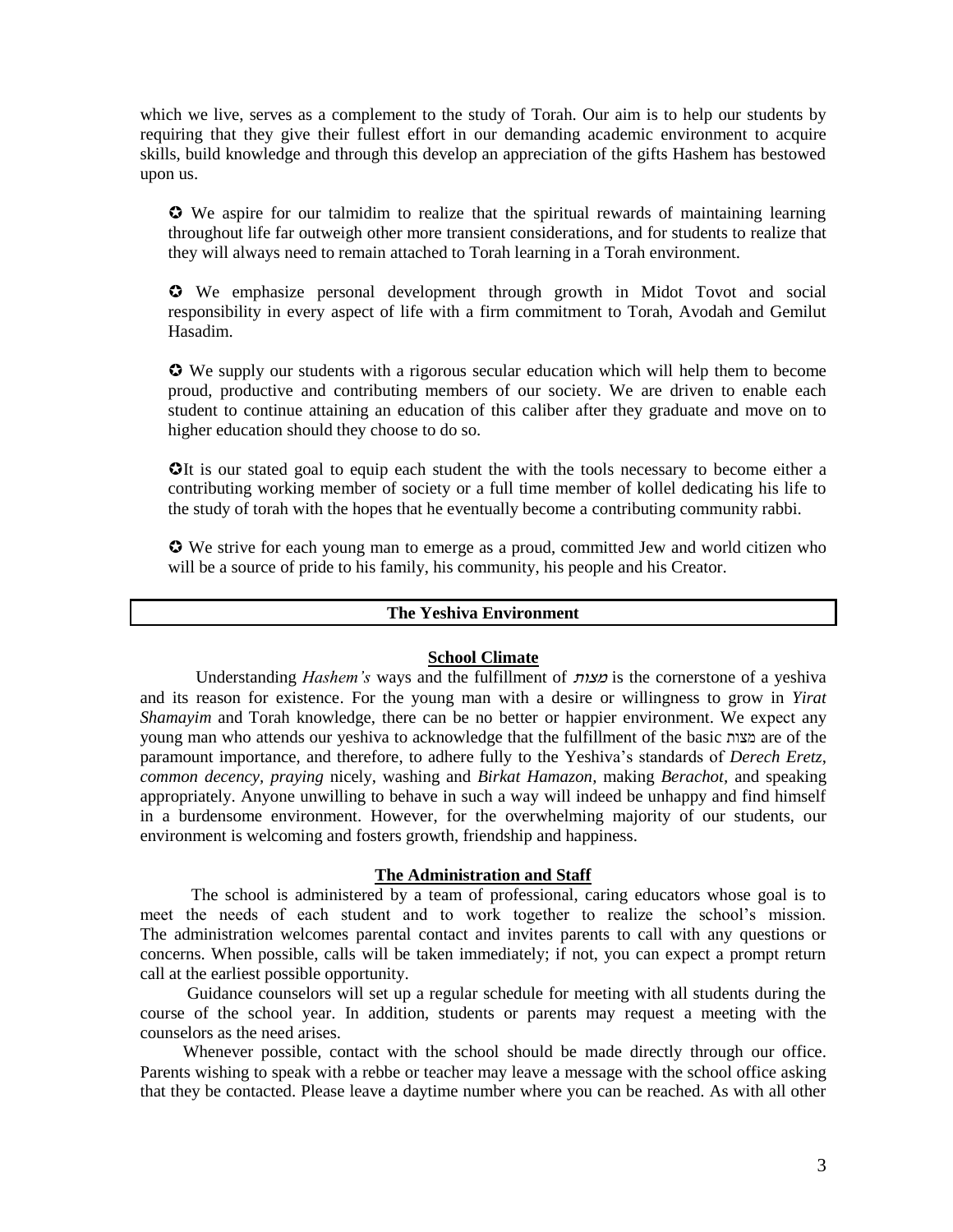which we live, serves as a complement to the study of Torah. Our aim is to help our students by requiring that they give their fullest effort in our demanding academic environment to acquire skills, build knowledge and through this develop an appreciation of the gifts Hashem has bestowed upon us.

✪ We aspire for our talmidim to realize that the spiritual rewards of maintaining learning throughout life far outweigh other more transient considerations, and for students to realize that they will always need to remain attached to Torah learning in a Torah environment.

✪ We emphasize personal development through growth in Midot Tovot and social responsibility in every aspect of life with a firm commitment to Torah, Avodah and Gemilut Hasadim.

✪ We supply our students with a rigorous secular education which will help them to become proud, productive and contributing members of our society. We are driven to enable each student to continue attaining an education of this caliber after they graduate and move on to higher education should they choose to do so.

✪It is our stated goal to equip each student the with the tools necessary to become either a contributing working member of society or a full time member of kollel dedicating his life to the study of torah with the hopes that he eventually become a contributing community rabbi.

✪ We strive for each young man to emerge as a proud, committed Jew and world citizen who will be a source of pride to his family, his community, his people and his Creator.

## The Yeshiva Environment

### School Climate

Understanding *Hashem's* ways and the fulfillment of *מצות* is the cornerstone of a yeshiva and its reason for existence. For the young man with a desire or willingness to grow in *Yirat Shamayim* and Torah knowledge, there can be no better or happier environment. We expect any young man who attends our yeshiva to acknowledge that the fulfillment of the basic מצות are of the paramount importance, and therefore, to adhere fully to the Yeshiva's standards of *Derech Eretz, common decency, praying* nicely, washing and *Birkat Hamazon,* making *Berachot*, and speaking appropriately. Anyone unwilling to behave in such a way will indeed be unhappy and find himself in a burdensome environment. However, for the overwhelming majority of our students, our environment is welcoming and fosters growth, friendship and happiness.

### The Administration and Staff

The school is administered by a team of professional, caring educators whose goal is to meet the needs of each student and to work together to realize the school's mission. The administration welcomes parental contact and invites parents to call with any questions or concerns. When possible, calls will be taken immediately; if not, you can expect a prompt return call at the earliest possible opportunity.

Guidance counselors will set up a regular schedule for meeting with all students during the course of the school year. In addition, students or parents may request a meeting with the counselors as the need arises.

Whenever possible, contact with the school should be made directly through our office. Parents wishing to speak with a rebbe or teacher may leave a message with the school office asking that they be contacted. Please leave a daytime number where you can be reached. As with all other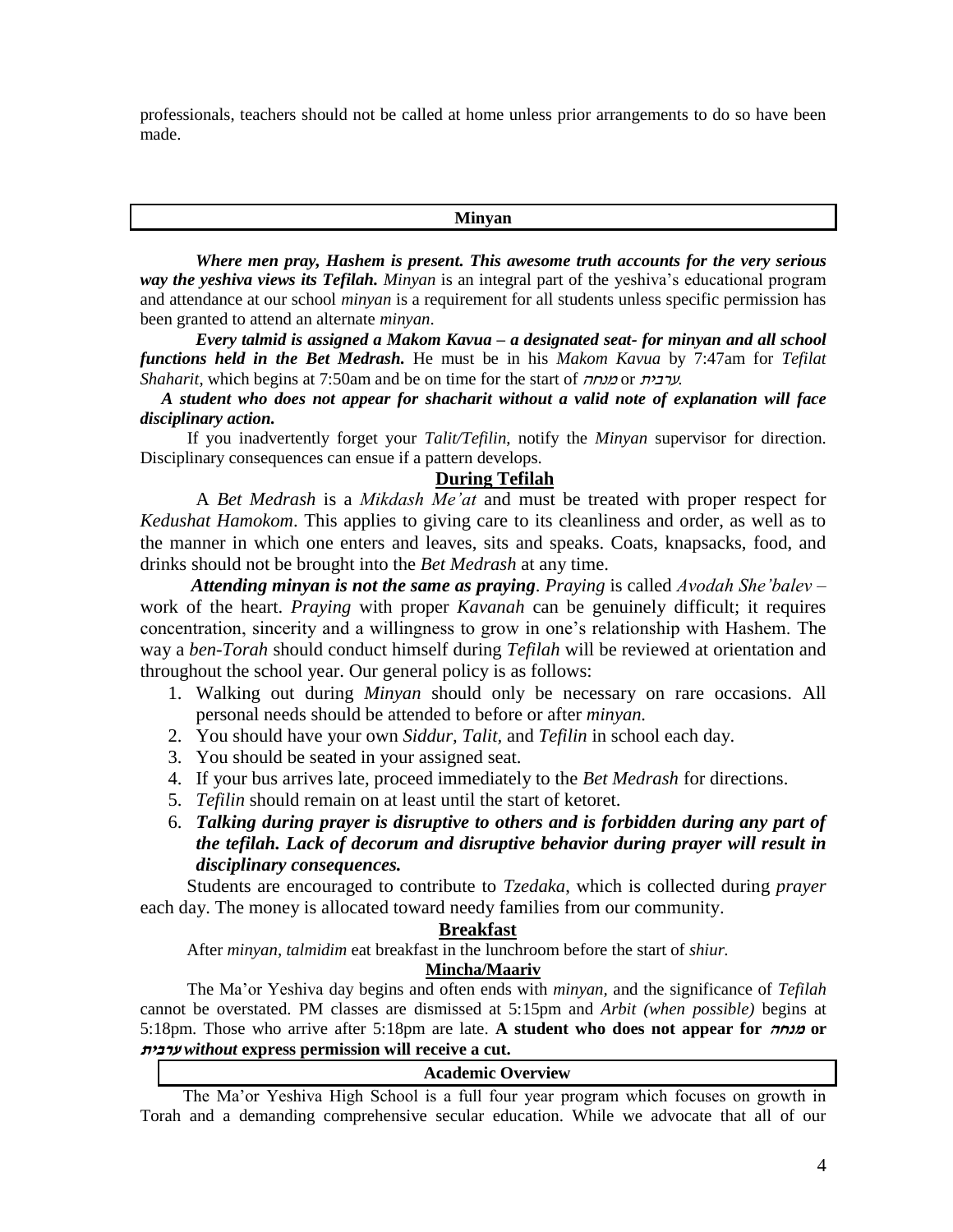professionals, teachers should not be called at home unless prior arrangements to do so have been made.

## Minyan

***Where men pray, Hashem is present. This awesome truth accounts for the very serious way the yeshiva views its Tefilah.*** *Minyan* is an integral part of the yeshiva's educational program and attendance at our school *minyan* is a requirement for all students unless specific permission has been granted to attend an alternate *minyan*.

***Every talmid is assigned a Makom Kavua – a designated seat- for minyan and all school functions held in the Bet Medrash.*** He must be in his *Makom Kavua* by 7:47am for *Tefilat Shaharit*, which begins at 7:50am and be on time for the start of *מנחה* or *ערבית.*

***A student who does not appear for shacharit without a valid note of explanation will face disciplinary action.***

If you inadvertently forget your *Talit/Tefilin*, notify the *Minyan* supervisor for direction. Disciplinary consequences can ensue if a pattern develops.

### During Tefilah

A *Bet Medrash* is a *Mikdash Me'at* and must be treated with proper respect for *Kedushat Hamokom*. This applies to giving care to its cleanliness and order, as well as to the manner in which one enters and leaves, sits and speaks. Coats, knapsacks, food, and drinks should not be brought into the *Bet Medrash* at any time.

***Attending minyan is not the same as praying***. *Praying* is called *Avodah She'balev* – work of the heart. *Praying* with proper *Kavanah* can be genuinely difficult; it requires concentration, sincerity and a willingness to grow in one's relationship with Hashem. The way a *ben-Torah* should conduct himself during *Tefilah* will be reviewed at orientation and throughout the school year. Our general policy is as follows:

1. Walking out during *Minyan* should only be necessary on rare occasions. All personal needs should be attended to before or after *minyan.*
2. You should have your own *Siddur, Talit,* and *Tefilin* in school each day.
3. You should be seated in your assigned seat.
4. If your bus arrives late, proceed immediately to the *Bet Medrash* for directions.
5. *Tefilin* should remain on at least until the start of ketoret.
6. ***Talking during prayer is disruptive to others and is forbidden during any part of the tefilah. Lack of decorum and disruptive behavior during prayer will result in disciplinary consequences.***

Students are encouraged to contribute to *Tzedaka*, which is collected during *prayer* each day. The money is allocated toward needy families from our community.

### Breakfast

After *minyan*, *talmidim* eat breakfast in the lunchroom before the start of *shiur.*

### Mincha/Maariv

The Ma'or Yeshiva day begins and often ends with *minyan,* and the significance of *Tefilah* cannot be overstated. PM classes are dismissed at 5:15pm and *Arbit (when possible)* begins at 5:18pm. Those who arrive after 5:18pm are late. **A student who does not appear for *מנחה* or *ערבית without* express permission will receive a cut.**

## Academic Overview

The Ma'or Yeshiva High School is a full four year program which focuses on growth in Torah and a demanding comprehensive secular education. While we advocate that all of our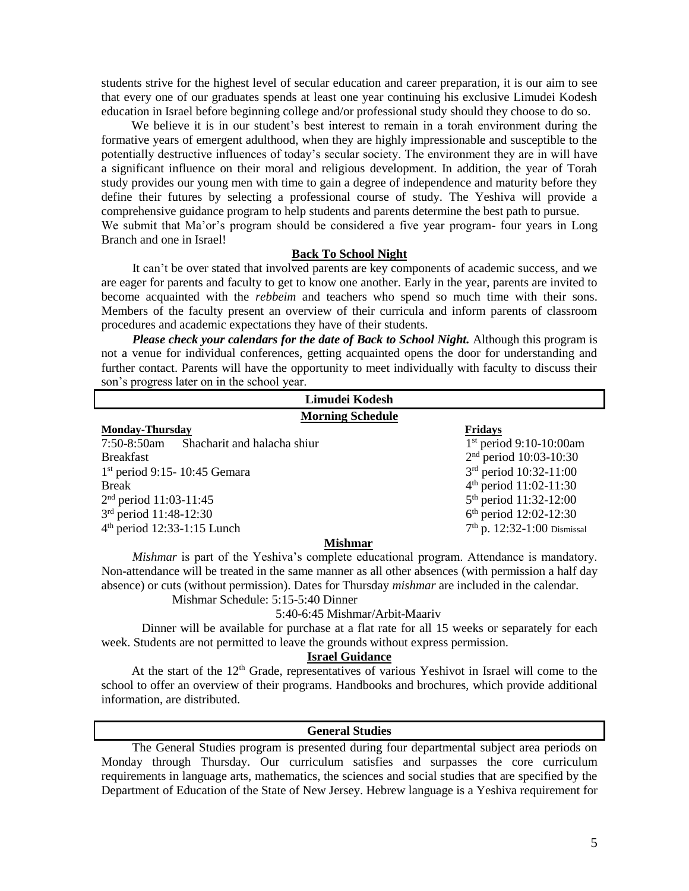students strive for the highest level of secular education and career preparation, it is our aim to see that every one of our graduates spends at least one year continuing his exclusive Limudei Kodesh education in Israel before beginning college and/or professional study should they choose to do so.

We believe it is in our student's best interest to remain in a torah environment during the formative years of emergent adulthood, when they are highly impressionable and susceptible to the potentially destructive influences of today's secular society. The environment they are in will have a significant influence on their moral and religious development. In addition, the year of Torah study provides our young men with time to gain a degree of independence and maturity before they define their futures by selecting a professional course of study. The Yeshiva will provide a comprehensive guidance program to help students and parents determine the best path to pursue.
We submit that Ma'or's program should be considered a five year program- four years in Long Branch and one in Israel!

### Back To School Night

It can't be over stated that involved parents are key components of academic success, and we are eager for parents and faculty to get to know one another. Early in the year, parents are invited to become acquainted with the *rebbeim* and teachers who spend so much time with their sons. Members of the faculty present an overview of their curricula and inform parents of classroom procedures and academic expectations they have of their students.

***Please check your calendars for the date of Back to School Night.*** Although this program is not a venue for individual conferences, getting acquainted opens the door for understanding and further contact. Parents will have the opportunity to meet individually with faculty to discuss their son's progress later on in the school year.

## Limudei Kodesh

### Morning Schedule

| Monday-Thursday | Fridays |
|---|---|
| 7:50-8:50am Shacharit and halacha shiur | 1st period 9:10-10:00am |
| Breakfast | 2nd period 10:03-10:30 |
| 1st period 9:15- 10:45 Gemara | 3rd period 10:32-11:00 |
| Break | 4th period 11:02-11:30 |
| 2nd period 11:03-11:45 | 5th period 11:32-12:00 |
| 3rd period 11:48-12:30 | 6th period 12:02-12:30 |
| 4th period 12:33-1:15 Lunch | 7th p. 12:32-1:00 Dismissal |

### Mishmar

*Mishmar* is part of the Yeshiva's complete educational program. Attendance is mandatory. Non-attendance will be treated in the same manner as all other absences (with permission a half day absence) or cuts (without permission). Dates for Thursday *mishmar* are included in the calendar.

Mishmar Schedule: 5:15-5:40 Dinner
5:40-6:45 Mishmar/Arbit-Maariv

Dinner will be available for purchase at a flat rate for all 15 weeks or separately for each week. Students are not permitted to leave the grounds without express permission.

### Israel Guidance

At the start of the 12th Grade, representatives of various Yeshivot in Israel will come to the school to offer an overview of their programs. Handbooks and brochures, which provide additional information, are distributed.

## General Studies

The General Studies program is presented during four departmental subject area periods on Monday through Thursday. Our curriculum satisfies and surpasses the core curriculum requirements in language arts, mathematics, the sciences and social studies that are specified by the Department of Education of the State of New Jersey. Hebrew language is a Yeshiva requirement for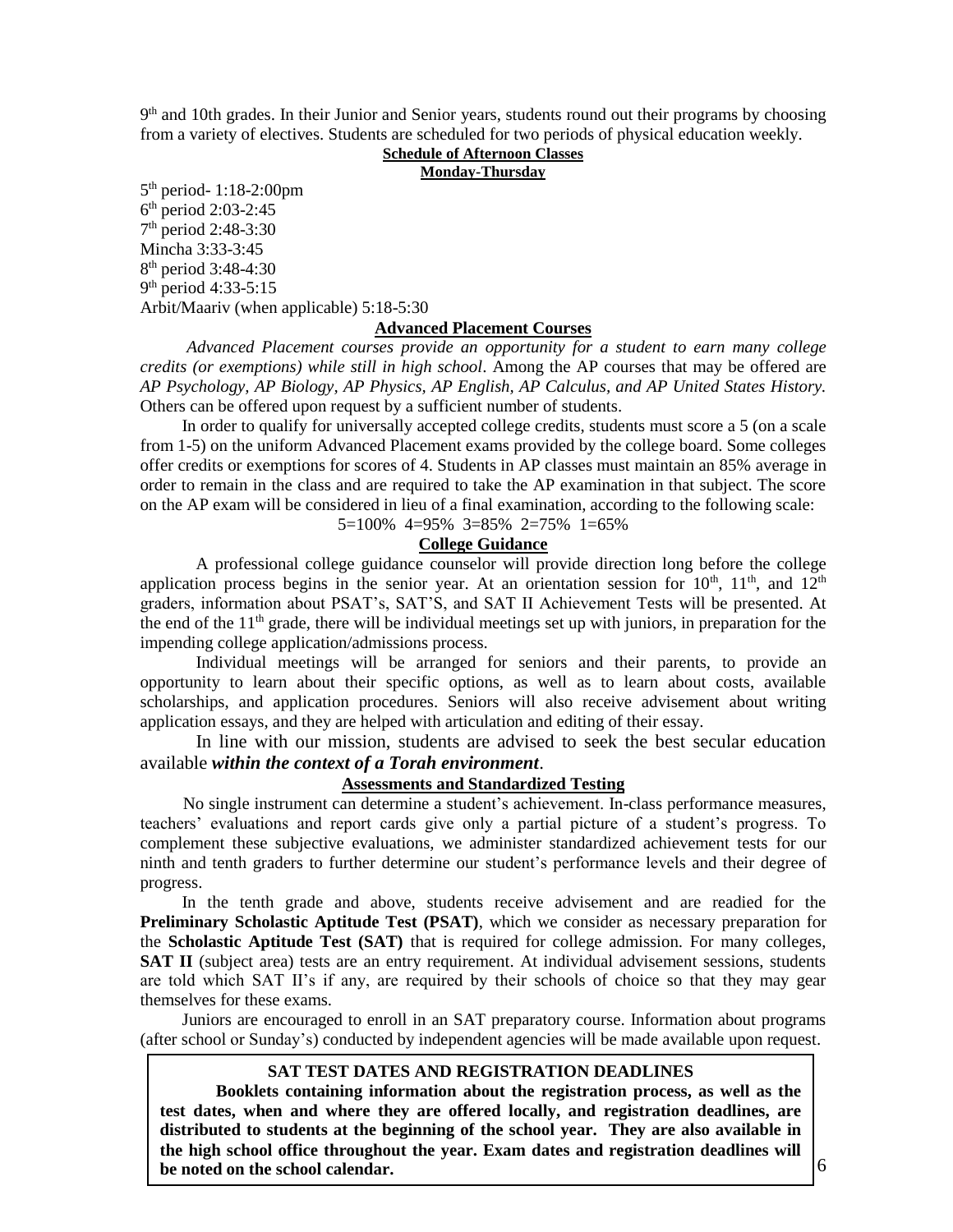9th and 10th grades. In their Junior and Senior years, students round out their programs by choosing from a variety of electives. Students are scheduled for two periods of physical education weekly.

### Schedule of Afternoon Classes

**Monday-Thursday**

5th period- 1:18-2:00pm
6th period 2:03-2:45
7th period 2:48-3:30
Mincha 3:33-3:45
8th period 3:48-4:30
9th period 4:33-5:15
Arbit/Maariv (when applicable) 5:18-5:30

### Advanced Placement Courses

*Advanced Placement courses provide an opportunity for a student to earn many college credits (or exemptions) while still in high school*. Among the AP courses that may be offered are *AP Psychology, AP Biology, AP Physics, AP English, AP Calculus, and AP United States History.* Others can be offered upon request by a sufficient number of students.

In order to qualify for universally accepted college credits, students must score a 5 (on a scale from 1-5) on the uniform Advanced Placement exams provided by the college board. Some colleges offer credits or exemptions for scores of 4. Students in AP classes must maintain an 85% average in order to remain in the class and are required to take the AP examination in that subject. The score on the AP exam will be considered in lieu of a final examination, according to the following scale:

5=100% 4=95% 3=85% 2=75% 1=65%

### College Guidance

A professional college guidance counselor will provide direction long before the college application process begins in the senior year. At an orientation session for 10th, 11th, and 12th graders, information about PSAT's, SAT'S, and SAT II Achievement Tests will be presented. At the end of the 11th grade, there will be individual meetings set up with juniors, in preparation for the impending college application/admissions process.

Individual meetings will be arranged for seniors and their parents, to provide an opportunity to learn about their specific options, as well as to learn about costs, available scholarships, and application procedures. Seniors will also receive advisement about writing application essays, and they are helped with articulation and editing of their essay.

In line with our mission, students are advised to seek the best secular education available ***within the context of a Torah environment***.

### Assessments and Standardized Testing

No single instrument can determine a student's achievement. In-class performance measures, teachers' evaluations and report cards give only a partial picture of a student's progress. To complement these subjective evaluations, we administer standardized achievement tests for our ninth and tenth graders to further determine our student's performance levels and their degree of progress.

In the tenth grade and above, students receive advisement and are readied for the **Preliminary Scholastic Aptitude Test (PSAT)**, which we consider as necessary preparation for the **Scholastic Aptitude Test (SAT)** that is required for college admission. For many colleges, **SAT II** (subject area) tests are an entry requirement. At individual advisement sessions, students are told which SAT II's if any, are required by their schools of choice so that they may gear themselves for these exams.

Juniors are encouraged to enroll in an SAT preparatory course. Information about programs (after school or Sunday's) conducted by independent agencies will be made available upon request.

**SAT TEST DATES AND REGISTRATION DEADLINES**

**Booklets containing information about the registration process, as well as the test dates, when and where they are offered locally, and registration deadlines, are distributed to students at the beginning of the school year. They are also available in the high school office throughout the year. Exam dates and registration deadlines will be noted on the school calendar.**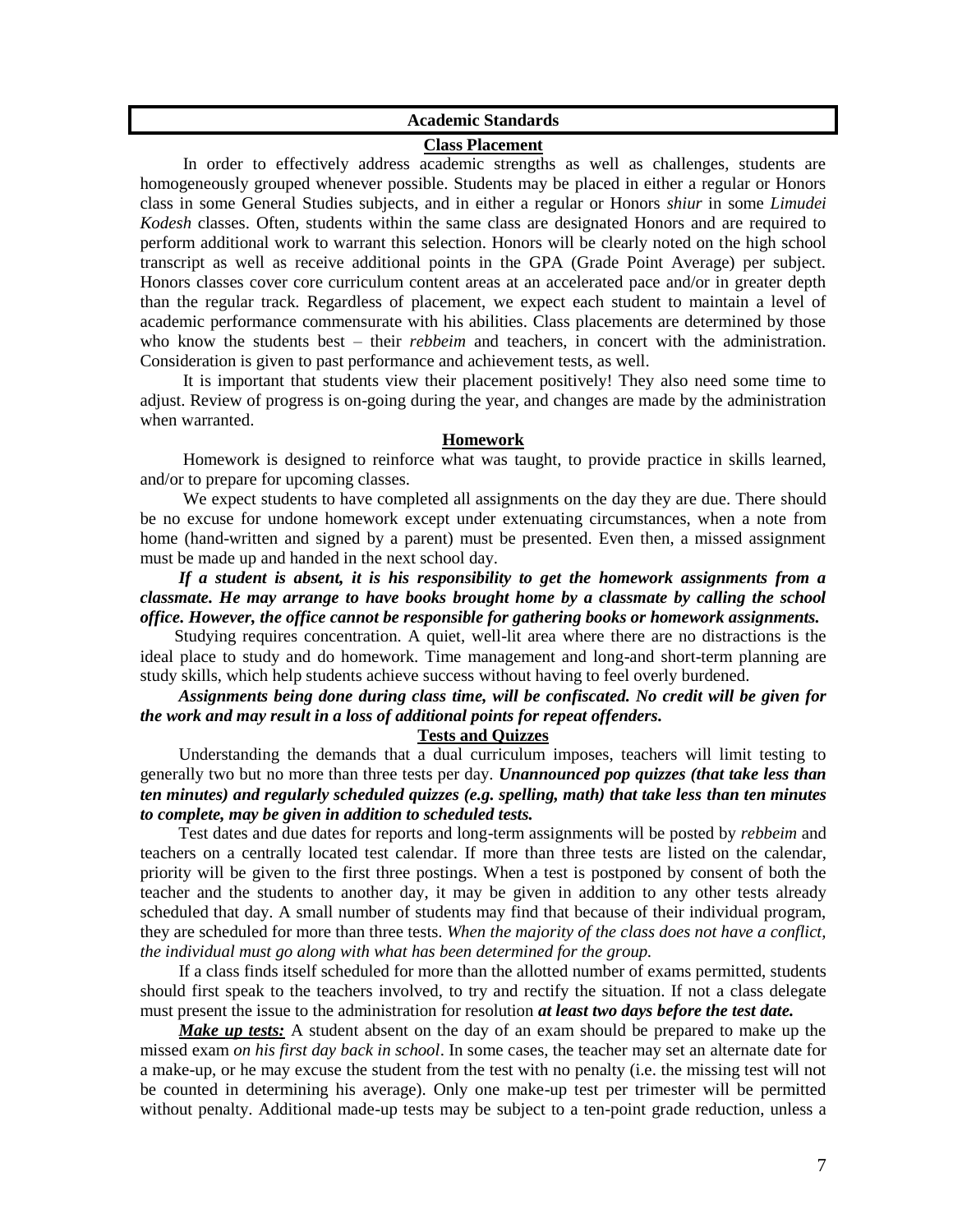## Academic Standards

### Class Placement

In order to effectively address academic strengths as well as challenges, students are homogeneously grouped whenever possible. Students may be placed in either a regular or Honors class in some General Studies subjects, and in either a regular or Honors *shiur* in some *Limudei Kodesh* classes. Often, students within the same class are designated Honors and are required to perform additional work to warrant this selection. Honors will be clearly noted on the high school transcript as well as receive additional points in the GPA (Grade Point Average) per subject. Honors classes cover core curriculum content areas at an accelerated pace and/or in greater depth than the regular track. Regardless of placement, we expect each student to maintain a level of academic performance commensurate with his abilities. Class placements are determined by those who know the students best – their *rebbeim* and teachers, in concert with the administration. Consideration is given to past performance and achievement tests, as well.

It is important that students view their placement positively! They also need some time to adjust. Review of progress is on-going during the year, and changes are made by the administration when warranted.

### Homework

Homework is designed to reinforce what was taught, to provide practice in skills learned, and/or to prepare for upcoming classes.

We expect students to have completed all assignments on the day they are due. There should be no excuse for undone homework except under extenuating circumstances, when a note from home (hand-written and signed by a parent) must be presented. Even then, a missed assignment must be made up and handed in the next school day.

***If a student is absent, it is his responsibility to get the homework assignments from a classmate. He may arrange to have books brought home by a classmate by calling the school office. However, the office cannot be responsible for gathering books or homework assignments.***

Studying requires concentration. A quiet, well-lit area where there are no distractions is the ideal place to study and do homework. Time management and long-and short-term planning are study skills, which help students achieve success without having to feel overly burdened.

***Assignments being done during class time, will be confiscated. No credit will be given for the work and may result in a loss of additional points for repeat offenders.***

### Tests and Quizzes

Understanding the demands that a dual curriculum imposes, teachers will limit testing to generally two but no more than three tests per day. ***Unannounced pop quizzes (that take less than ten minutes) and regularly scheduled quizzes (e.g. spelling, math) that take less than ten minutes to complete, may be given in addition to scheduled tests.***

Test dates and due dates for reports and long-term assignments will be posted by *rebbeim* and teachers on a centrally located test calendar. If more than three tests are listed on the calendar, priority will be given to the first three postings. When a test is postponed by consent of both the teacher and the students to another day, it may be given in addition to any other tests already scheduled that day. A small number of students may find that because of their individual program, they are scheduled for more than three tests. *When the majority of the class does not have a conflict, the individual must go along with what has been determined for the group.*

If a class finds itself scheduled for more than the allotted number of exams permitted, students should first speak to the teachers involved, to try and rectify the situation. If not a class delegate must present the issue to the administration for resolution ***at least two days before the test date.***

***Make up tests:*** A student absent on the day of an exam should be prepared to make up the missed exam *on his first day back in school*. In some cases, the teacher may set an alternate date for a make-up, or he may excuse the student from the test with no penalty (i.e. the missing test will not be counted in determining his average). Only one make-up test per trimester will be permitted without penalty. Additional made-up tests may be subject to a ten-point grade reduction, unless a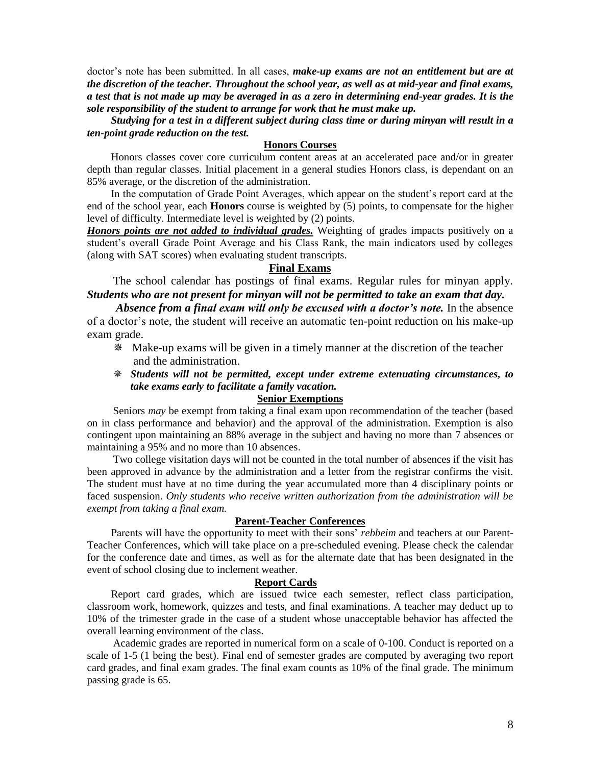doctor's note has been submitted. In all cases, ***make-up exams are not an entitlement but are at the discretion of the teacher. Throughout the school year, as well as at mid-year and final exams, a test that is not made up may be averaged in as a zero in determining end-year grades. It is the sole responsibility of the student to arrange for work that he must make up.***

***Studying for a test in a different subject during class time or during minyan will result in a ten-point grade reduction on the test.***

## Honors Courses

Honors classes cover core curriculum content areas at an accelerated pace and/or in greater depth than regular classes. Initial placement in a general studies Honors class, is dependant on an 85% average, or the discretion of the administration.

In the computation of Grade Point Averages, which appear on the student's report card at the end of the school year, each **Honors** course is weighted by (5) points, to compensate for the higher level of difficulty. Intermediate level is weighted by (2) points.

***Honors points are not added to individual grades.*** Weighting of grades impacts positively on a student's overall Grade Point Average and his Class Rank, the main indicators used by colleges (along with SAT scores) when evaluating student transcripts.

## Final Exams

The school calendar has postings of final exams. Regular rules for minyan apply. ***Students who are not present for minyan will not be permitted to take an exam that day.***

***Absence from a final exam will only be excused with a doctor's note.*** In the absence of a doctor's note, the student will receive an automatic ten-point reduction on his make-up exam grade.

- Make-up exams will be given in a timely manner at the discretion of the teacher and the administration.
- ***Students will not be permitted, except under extreme extenuating circumstances, to take exams early to facilitate a family vacation.***

## Senior Exemptions

Seniors *may* be exempt from taking a final exam upon recommendation of the teacher (based on in class performance and behavior) and the approval of the administration. Exemption is also contingent upon maintaining an 88% average in the subject and having no more than 7 absences or maintaining a 95% and no more than 10 absences.

Two college visitation days will not be counted in the total number of absences if the visit has been approved in advance by the administration and a letter from the registrar confirms the visit. The student must have at no time during the year accumulated more than 4 disciplinary points or faced suspension. *Only students who receive written authorization from the administration will be exempt from taking a final exam.*

## Parent-Teacher Conferences

Parents will have the opportunity to meet with their sons' *rebbeim* and teachers at our Parent-Teacher Conferences, which will take place on a pre-scheduled evening. Please check the calendar for the conference date and times, as well as for the alternate date that has been designated in the event of school closing due to inclement weather.

## Report Cards

Report card grades, which are issued twice each semester, reflect class participation, classroom work, homework, quizzes and tests, and final examinations. A teacher may deduct up to 10% of the trimester grade in the case of a student whose unacceptable behavior has affected the overall learning environment of the class.

Academic grades are reported in numerical form on a scale of 0-100. Conduct is reported on a scale of 1-5 (1 being the best). Final end of semester grades are computed by averaging two report card grades, and final exam grades. The final exam counts as 10% of the final grade. The minimum passing grade is 65.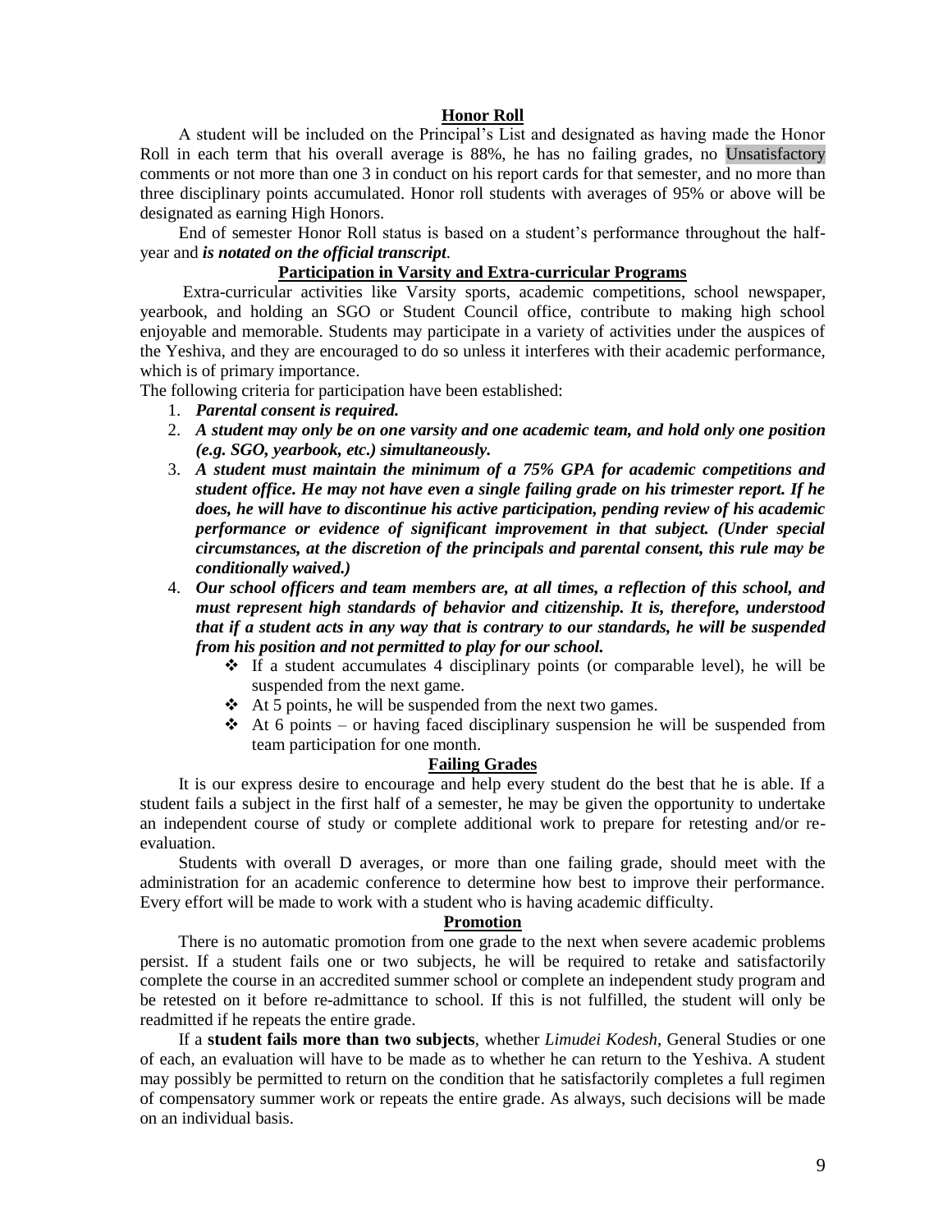## Honor Roll

A student will be included on the Principal's List and designated as having made the Honor Roll in each term that his overall average is 88%, he has no failing grades, no Unsatisfactory comments or not more than one 3 in conduct on his report cards for that semester, and no more than three disciplinary points accumulated. Honor roll students with averages of 95% or above will be designated as earning High Honors.

End of semester Honor Roll status is based on a student's performance throughout the half-year and ***is notated on the official transcript***.

## Participation in Varsity and Extra-curricular Programs

Extra-curricular activities like Varsity sports, academic competitions, school newspaper, yearbook, and holding an SGO or Student Council office, contribute to making high school enjoyable and memorable. Students may participate in a variety of activities under the auspices of the Yeshiva, and they are encouraged to do so unless it interferes with their academic performance, which is of primary importance.

The following criteria for participation have been established:

1. ***Parental consent is required.***
2. ***A student may only be on one varsity and one academic team, and hold only one position (e.g. SGO, yearbook, etc.) simultaneously.***
3. ***A student must maintain the minimum of a 75% GPA for academic competitions and student office. He may not have even a single failing grade on his trimester report. If he does, he will have to discontinue his active participation, pending review of his academic performance or evidence of significant improvement in that subject. (Under special circumstances, at the discretion of the principals and parental consent, this rule may be conditionally waived.)***
4. ***Our school officers and team members are, at all times, a reflection of this school, and must represent high standards of behavior and citizenship. It is, therefore, understood that if a student acts in any way that is contrary to our standards, he will be suspended from his position and not permitted to play for our school.***
   - If a student accumulates 4 disciplinary points (or comparable level), he will be suspended from the next game.
   - At 5 points, he will be suspended from the next two games.
   - At 6 points – or having faced disciplinary suspension he will be suspended from team participation for one month.

## Failing Grades

It is our express desire to encourage and help every student do the best that he is able. If a student fails a subject in the first half of a semester, he may be given the opportunity to undertake an independent course of study or complete additional work to prepare for retesting and/or re-evaluation.

Students with overall D averages, or more than one failing grade, should meet with the administration for an academic conference to determine how best to improve their performance. Every effort will be made to work with a student who is having academic difficulty.

## Promotion

There is no automatic promotion from one grade to the next when severe academic problems persist. If a student fails one or two subjects, he will be required to retake and satisfactorily complete the course in an accredited summer school or complete an independent study program and be retested on it before re-admittance to school. If this is not fulfilled, the student will only be readmitted if he repeats the entire grade.

If a **student fails more than two subjects**, whether *Limudei Kodesh*, General Studies or one of each, an evaluation will have to be made as to whether he can return to the Yeshiva. A student may possibly be permitted to return on the condition that he satisfactorily completes a full regimen of compensatory summer work or repeats the entire grade. As always, such decisions will be made on an individual basis.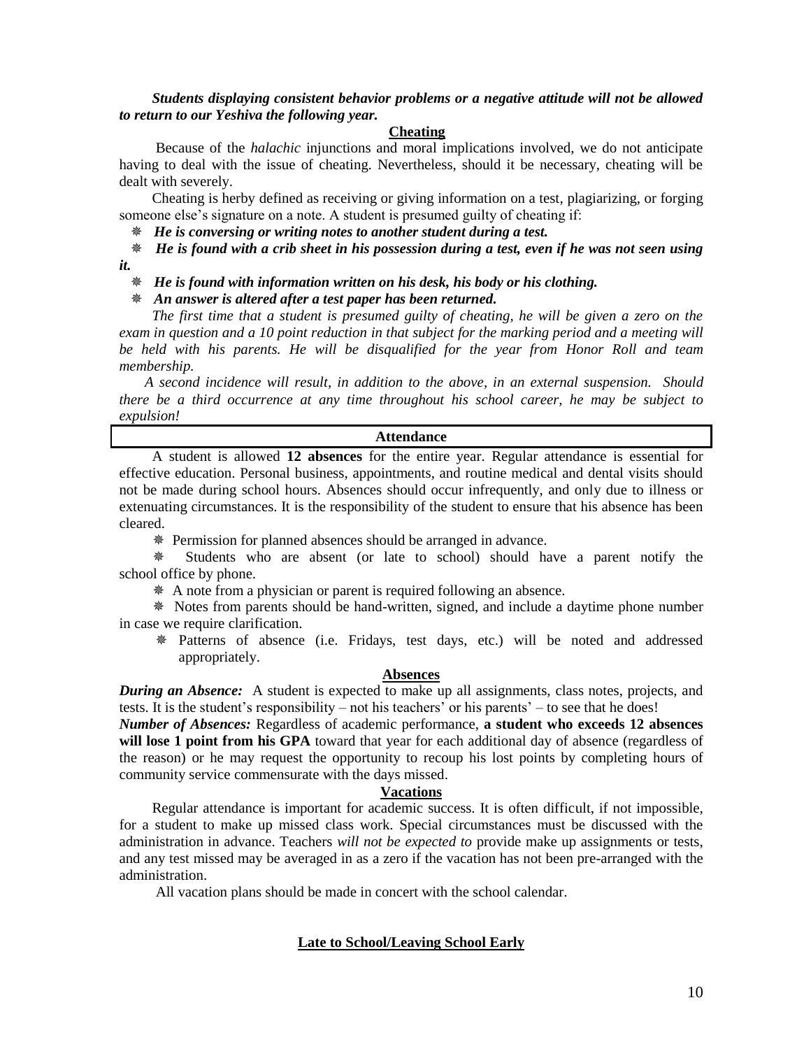***Students displaying consistent behavior problems or a negative attitude will not be allowed to return to our Yeshiva the following year.***

## Cheating

Because of the *halachic* injunctions and moral implications involved, we do not anticipate having to deal with the issue of cheating. Nevertheless, should it be necessary, cheating will be dealt with severely.

Cheating is herby defined as receiving or giving information on a test, plagiarizing, or forging someone else's signature on a note. A student is presumed guilty of cheating if:

- ***He is conversing or writing notes to another student during a test.***
- ***He is found with a crib sheet in his possession during a test, even if he was not seen using it.***
- ***He is found with information written on his desk, his body or his clothing.***
- ***An answer is altered after a test paper has been returned.***

*The first time that a student is presumed guilty of cheating, he will be given a zero on the exam in question and a 10 point reduction in that subject for the marking period and a meeting will be held with his parents. He will be disqualified for the year from Honor Roll and team membership.*

*A second incidence will result, in addition to the above, in an external suspension. Should there be a third occurrence at any time throughout his school career, he may be subject to expulsion!*

## Attendance

A student is allowed **12 absences** for the entire year. Regular attendance is essential for effective education. Personal business, appointments, and routine medical and dental visits should not be made during school hours. Absences should occur infrequently, and only due to illness or extenuating circumstances. It is the responsibility of the student to ensure that his absence has been cleared.

- Permission for planned absences should be arranged in advance.
- Students who are absent (or late to school) should have a parent notify the school office by phone.
- A note from a physician or parent is required following an absence.
- Notes from parents should be hand-written, signed, and include a daytime phone number in case we require clarification.
- Patterns of absence (i.e. Fridays, test days, etc.) will be noted and addressed appropriately.

## Absences

***During an Absence:*** A student is expected to make up all assignments, class notes, projects, and tests. It is the student's responsibility – not his teachers' or his parents' – to see that he does!

***Number of Absences:*** Regardless of academic performance, **a student who exceeds 12 absences will lose 1 point from his GPA** toward that year for each additional day of absence (regardless of the reason) or he may request the opportunity to recoup his lost points by completing hours of community service commensurate with the days missed.

## Vacations

Regular attendance is important for academic success. It is often difficult, if not impossible, for a student to make up missed class work. Special circumstances must be discussed with the administration in advance. Teachers *will not be expected to* provide make up assignments or tests, and any test missed may be averaged in as a zero if the vacation has not been pre-arranged with the administration.

All vacation plans should be made in concert with the school calendar.

## Late to School/Leaving School Early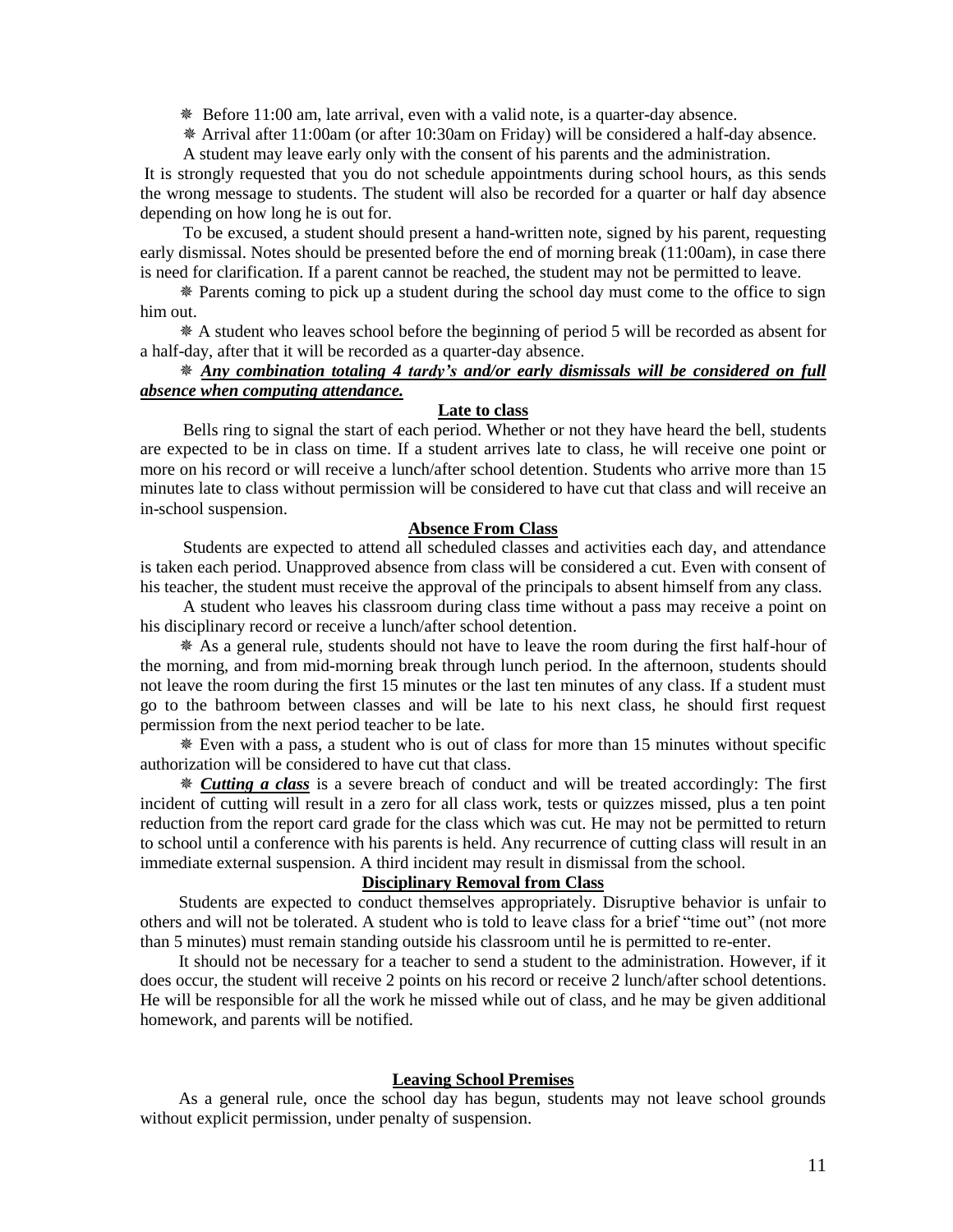❋ Before 11:00 am, late arrival, even with a valid note, is a quarter-day absence.

❋ Arrival after 11:00am (or after 10:30am on Friday) will be considered a half-day absence.

A student may leave early only with the consent of his parents and the administration.

It is strongly requested that you do not schedule appointments during school hours, as this sends the wrong message to students. The student will also be recorded for a quarter or half day absence depending on how long he is out for.

To be excused, a student should present a hand-written note, signed by his parent, requesting early dismissal. Notes should be presented before the end of morning break (11:00am), in case there is need for clarification. If a parent cannot be reached, the student may not be permitted to leave.

❋ Parents coming to pick up a student during the school day must come to the office to sign him out.

❋ A student who leaves school before the beginning of period 5 will be recorded as absent for a half-day, after that it will be recorded as a quarter-day absence.

❋ ***Any combination totaling 4 tardy's and/or early dismissals will be considered on full absence when computing attendance.***

**Late to class**

Bells ring to signal the start of each period. Whether or not they have heard the bell, students are expected to be in class on time. If a student arrives late to class, he will receive one point or more on his record or will receive a lunch/after school detention. Students who arrive more than 15 minutes late to class without permission will be considered to have cut that class and will receive an in-school suspension.

**Absence From Class**

Students are expected to attend all scheduled classes and activities each day, and attendance is taken each period. Unapproved absence from class will be considered a cut. Even with consent of his teacher, the student must receive the approval of the principals to absent himself from any class.

A student who leaves his classroom during class time without a pass may receive a point on his disciplinary record or receive a lunch/after school detention.

❋ As a general rule, students should not have to leave the room during the first half-hour of the morning, and from mid-morning break through lunch period. In the afternoon, students should not leave the room during the first 15 minutes or the last ten minutes of any class. If a student must go to the bathroom between classes and will be late to his next class, he should first request permission from the next period teacher to be late.

❋ Even with a pass, a student who is out of class for more than 15 minutes without specific authorization will be considered to have cut that class.

❋ ***Cutting a class*** is a severe breach of conduct and will be treated accordingly: The first incident of cutting will result in a zero for all class work, tests or quizzes missed, plus a ten point reduction from the report card grade for the class which was cut. He may not be permitted to return to school until a conference with his parents is held. Any recurrence of cutting class will result in an immediate external suspension. A third incident may result in dismissal from the school.

**Disciplinary Removal from Class**

Students are expected to conduct themselves appropriately. Disruptive behavior is unfair to others and will not be tolerated. A student who is told to leave class for a brief "time out" (not more than 5 minutes) must remain standing outside his classroom until he is permitted to re-enter.

It should not be necessary for a teacher to send a student to the administration. However, if it does occur, the student will receive 2 points on his record or receive 2 lunch/after school detentions. He will be responsible for all the work he missed while out of class, and he may be given additional homework, and parents will be notified.

**Leaving School Premises**

As a general rule, once the school day has begun, students may not leave school grounds without explicit permission, under penalty of suspension.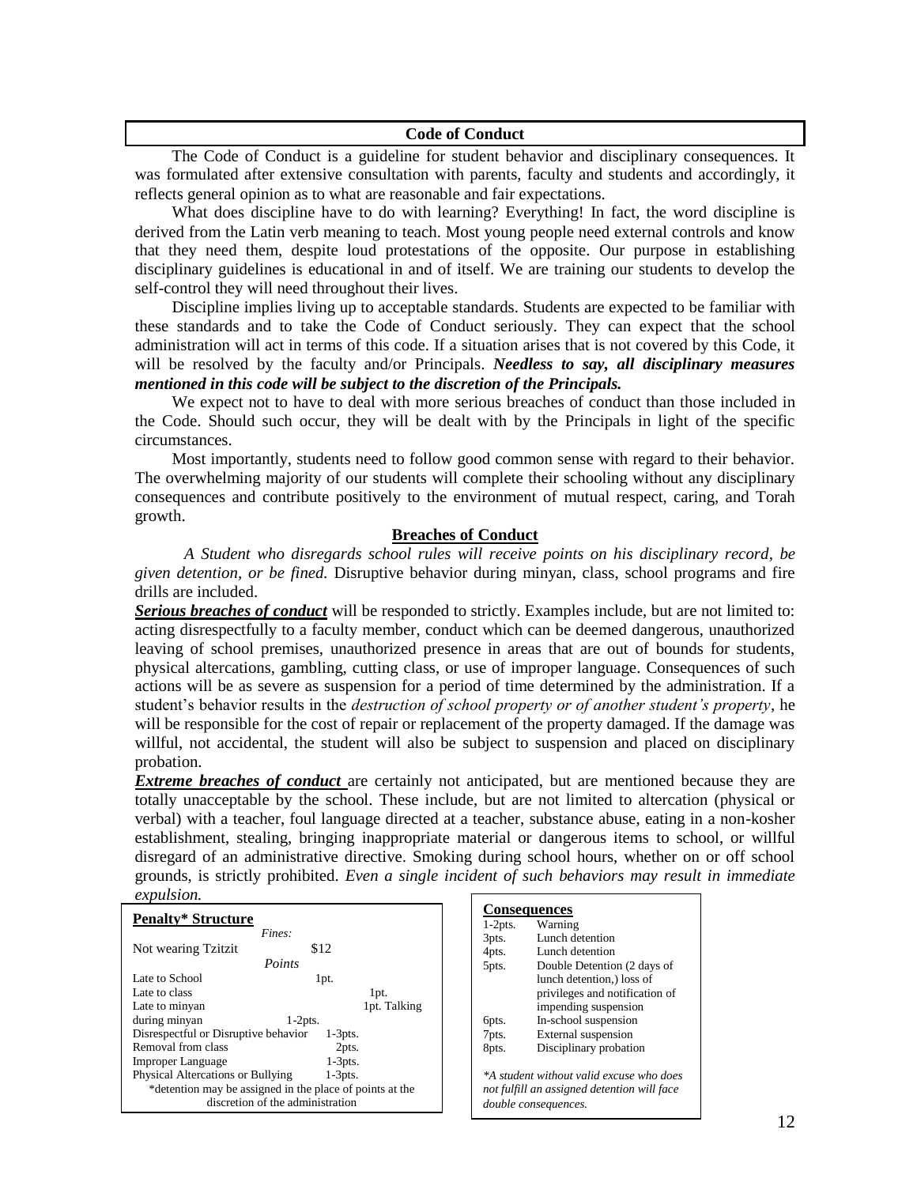## Code of Conduct

The Code of Conduct is a guideline for student behavior and disciplinary consequences. It was formulated after extensive consultation with parents, faculty and students and accordingly, it reflects general opinion as to what are reasonable and fair expectations.

What does discipline have to do with learning? Everything! In fact, the word discipline is derived from the Latin verb meaning to teach. Most young people need external controls and know that they need them, despite loud protestations of the opposite. Our purpose in establishing disciplinary guidelines is educational in and of itself. We are training our students to develop the self-control they will need throughout their lives.

Discipline implies living up to acceptable standards. Students are expected to be familiar with these standards and to take the Code of Conduct seriously. They can expect that the school administration will act in terms of this code. If a situation arises that is not covered by this Code, it will be resolved by the faculty and/or Principals. ***Needless to say, all disciplinary measures mentioned in this code will be subject to the discretion of the Principals.***

We expect not to have to deal with more serious breaches of conduct than those included in the Code. Should such occur, they will be dealt with by the Principals in light of the specific circumstances.

Most importantly, students need to follow good common sense with regard to their behavior. The overwhelming majority of our students will complete their schooling without any disciplinary consequences and contribute positively to the environment of mutual respect, caring, and Torah growth.

### Breaches of Conduct

*A Student who disregards school rules will receive points on his disciplinary record, be given detention, or be fined.* Disruptive behavior during minyan, class, school programs and fire drills are included.

***Serious breaches of conduct*** will be responded to strictly. Examples include, but are not limited to: acting disrespectfully to a faculty member, conduct which can be deemed dangerous, unauthorized leaving of school premises, unauthorized presence in areas that are out of bounds for students, physical altercations, gambling, cutting class, or use of improper language. Consequences of such actions will be as severe as suspension for a period of time determined by the administration. If a student's behavior results in the *destruction of school property or of another student's property*, he will be responsible for the cost of repair or replacement of the property damaged. If the damage was willful, not accidental, the student will also be subject to suspension and placed on disciplinary probation.

***Extreme breaches of conduct*** are certainly not anticipated, but are mentioned because they are totally unacceptable by the school. These include, but are not limited to altercation (physical or verbal) with a teacher, foul language directed at a teacher, substance abuse, eating in a non-kosher establishment, stealing, bringing inappropriate material or dangerous items to school, or willful disregard of an administrative directive. Smoking during school hours, whether on or off school grounds, is strictly prohibited. *Even a single incident of such behaviors may result in immediate expulsion.*

**Penalty* Structure**

| Offense | Penalty |
| --- | --- |
| *Fines:* | |
| Not wearing Tzitzit | $12 |
| *Points* | |
| Late to School | 1pt. |
| Late to class | 1pt. |
| Late to minyan | 1pt. |
| Talking during minyan | 1-2pts. |
| Disrespectful or Disruptive behavior | 1-3pts. |
| Removal from class | 2pts. |
| Improper Language | 1-3pts. |
| Physical Altercations or Bullying | 1-3pts. |

*detention may be assigned in the place of points at the discretion of the administration

**Consequences**

| Points | Consequence |
| --- | --- |
| 1-2pts. | Warning |
| 3pts. | Lunch detention |
| 4pts. | Lunch detention |
| 5pts. | Double Detention (2 days of lunch detention,) loss of privileges and notification of impending suspension |
| 6pts. | In-school suspension |
| 7pts. | External suspension |
| 8pts. | Disciplinary probation |

*\*A student without valid excuse who does not fulfill an assigned detention will face double consequences.*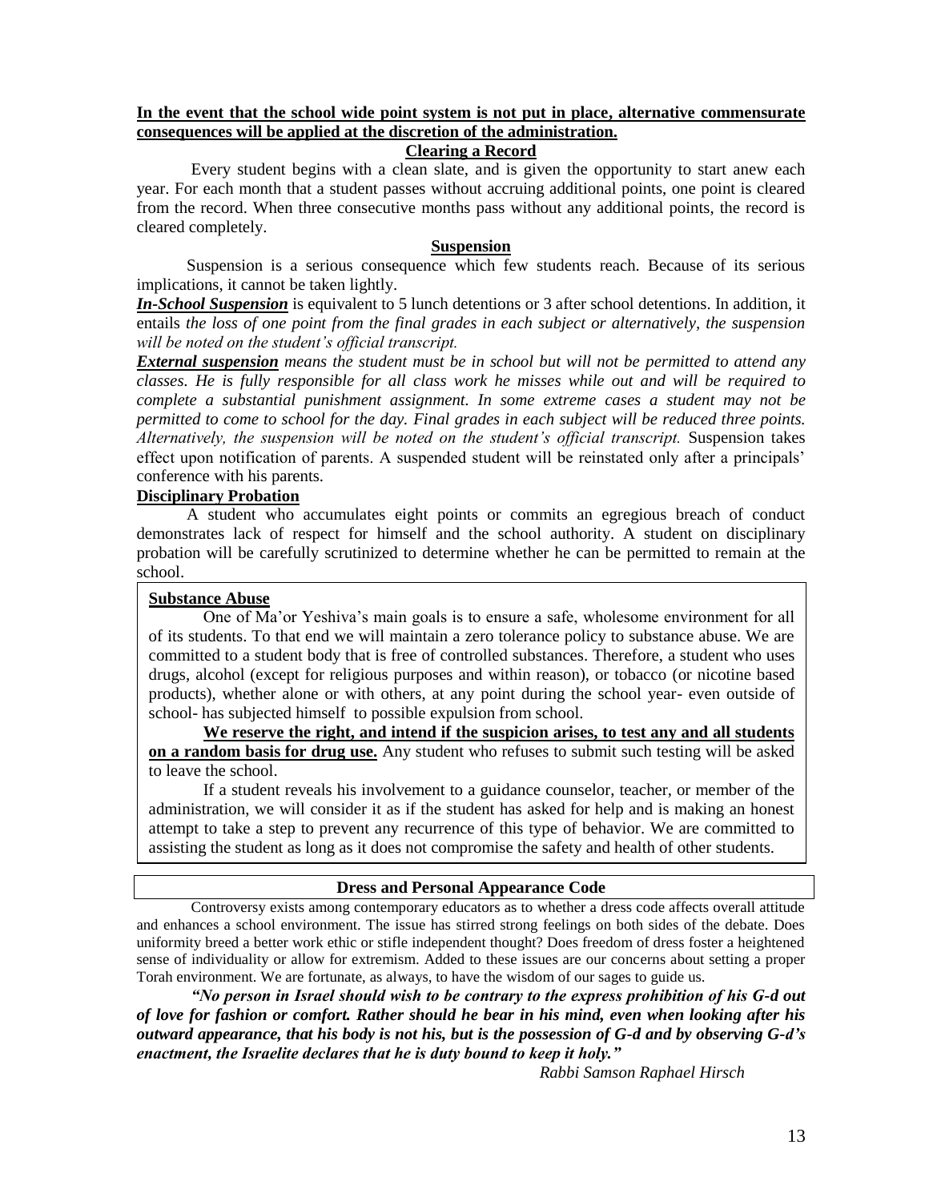**In the event that the school wide point system is not put in place, alternative commensurate consequences will be applied at the discretion of the administration.**

## Clearing a Record

Every student begins with a clean slate, and is given the opportunity to start anew each year. For each month that a student passes without accruing additional points, one point is cleared from the record. When three consecutive months pass without any additional points, the record is cleared completely.

## Suspension

Suspension is a serious consequence which few students reach. Because of its serious implications, it cannot be taken lightly.

***In-School Suspension*** is equivalent to 5 lunch detentions or 3 after school detentions. In addition, it entails *the loss of one point from the final grades in each subject or alternatively, the suspension will be noted on the student's official transcript.*

***External suspension*** *means the student must be in school but will not be permitted to attend any classes. He is fully responsible for all class work he misses while out and will be required to complete a substantial punishment assignment. In some extreme cases a student may not be permitted to come to school for the day. Final grades in each subject will be reduced three points. Alternatively, the suspension will be noted on the student's official transcript.* Suspension takes effect upon notification of parents. A suspended student will be reinstated only after a principals' conference with his parents.

## Disciplinary Probation

A student who accumulates eight points or commits an egregious breach of conduct demonstrates lack of respect for himself and the school authority. A student on disciplinary probation will be carefully scrutinized to determine whether he can be permitted to remain at the school.

## Substance Abuse

One of Ma'or Yeshiva's main goals is to ensure a safe, wholesome environment for all of its students. To that end we will maintain a zero tolerance policy to substance abuse. We are committed to a student body that is free of controlled substances. Therefore, a student who uses drugs, alcohol (except for religious purposes and within reason), or tobacco (or nicotine based products), whether alone or with others, at any point during the school year- even outside of school- has subjected himself to possible expulsion from school.

**We reserve the right, and intend if the suspicion arises, to test any and all students on a random basis for drug use.** Any student who refuses to submit such testing will be asked to leave the school.

If a student reveals his involvement to a guidance counselor, teacher, or member of the administration, we will consider it as if the student has asked for help and is making an honest attempt to take a step to prevent any recurrence of this type of behavior. We are committed to assisting the student as long as it does not compromise the safety and health of other students.

## Dress and Personal Appearance Code

Controversy exists among contemporary educators as to whether a dress code affects overall attitude and enhances a school environment. The issue has stirred strong feelings on both sides of the debate. Does uniformity breed a better work ethic or stifle independent thought? Does freedom of dress foster a heightened sense of individuality or allow for extremism. Added to these issues are our concerns about setting a proper Torah environment. We are fortunate, as always, to have the wisdom of our sages to guide us.

***"No person in Israel should wish to be contrary to the express prohibition of his G-d out of love for fashion or comfort. Rather should he bear in his mind, even when looking after his outward appearance, that his body is not his, but is the possession of G-d and by observing G-d's enactment, the Israelite declares that he is duty bound to keep it holy."***

*Rabbi Samson Raphael Hirsch*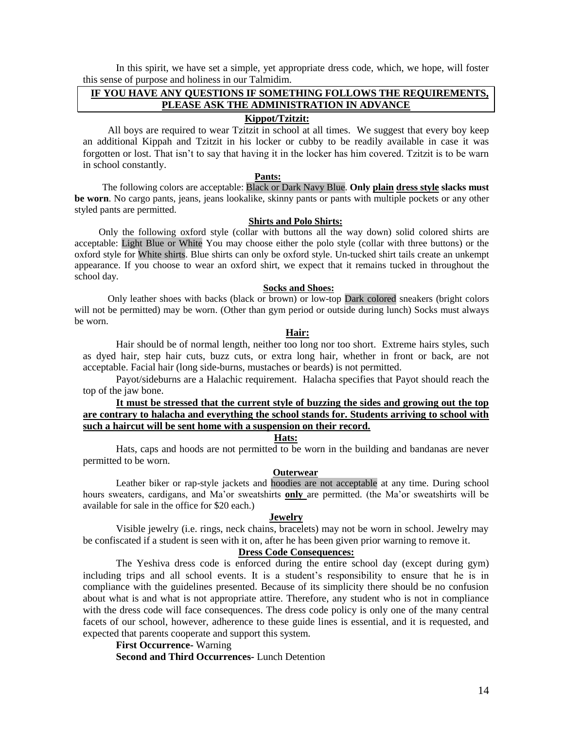In this spirit, we have set a simple, yet appropriate dress code, which, we hope, will foster this sense of purpose and holiness in our Talmidim.

**IF YOU HAVE ANY QUESTIONS IF SOMETHING FOLLOWS THE REQUIREMENTS, PLEASE ASK THE ADMINISTRATION IN ADVANCE**

### Kippot/Tzitzit:

All boys are required to wear Tzitzit in school at all times. We suggest that every boy keep an additional Kippah and Tzitzit in his locker or cubby to be readily available in case it was forgotten or lost. That isn't to say that having it in the locker has him covered. Tzitzit is to be warn in school constantly.

### Pants:

The following colors are acceptable: Black or Dark Navy Blue. **Only plain dress style slacks must be worn**. No cargo pants, jeans, jeans lookalike, skinny pants or pants with multiple pockets or any other styled pants are permitted.

### Shirts and Polo Shirts:

Only the following oxford style (collar with buttons all the way down) solid colored shirts are acceptable: Light Blue or White You may choose either the polo style (collar with three buttons) or the oxford style for White shirts. Blue shirts can only be oxford style. Un-tucked shirt tails create an unkempt appearance. If you choose to wear an oxford shirt, we expect that it remains tucked in throughout the school day.

### Socks and Shoes:

Only leather shoes with backs (black or brown) or low-top Dark colored sneakers (bright colors will not be permitted) may be worn. (Other than gym period or outside during lunch) Socks must always be worn.

### Hair:

Hair should be of normal length, neither too long nor too short. Extreme hairs styles, such as dyed hair, step hair cuts, buzz cuts, or extra long hair, whether in front or back, are not acceptable. Facial hair (long side-burns, mustaches or beards) is not permitted.

Payot/sideburns are a Halachic requirement. Halacha specifies that Payot should reach the top of the jaw bone.

**It must be stressed that the current style of buzzing the sides and growing out the top are contrary to halacha and everything the school stands for. Students arriving to school with such a haircut will be sent home with a suspension on their record.**

### Hats:

Hats, caps and hoods are not permitted to be worn in the building and bandanas are never permitted to be worn.

### Outerwear

Leather biker or rap-style jackets and hoodies are not acceptable at any time. During school hours sweaters, cardigans, and Ma'or sweatshirts **only** are permitted. (the Ma'or sweatshirts will be available for sale in the office for $20 each.)

### Jewelry

Visible jewelry (i.e. rings, neck chains, bracelets) may not be worn in school. Jewelry may be confiscated if a student is seen with it on, after he has been given prior warning to remove it.

### Dress Code Consequences:

The Yeshiva dress code is enforced during the entire school day (except during gym) including trips and all school events. It is a student's responsibility to ensure that he is in compliance with the guidelines presented. Because of its simplicity there should be no confusion about what is and what is not appropriate attire. Therefore, any student who is not in compliance with the dress code will face consequences. The dress code policy is only one of the many central facets of our school, however, adherence to these guide lines is essential, and it is requested, and expected that parents cooperate and support this system.

**First Occurrence-** Warning

**Second and Third Occurrences-** Lunch Detention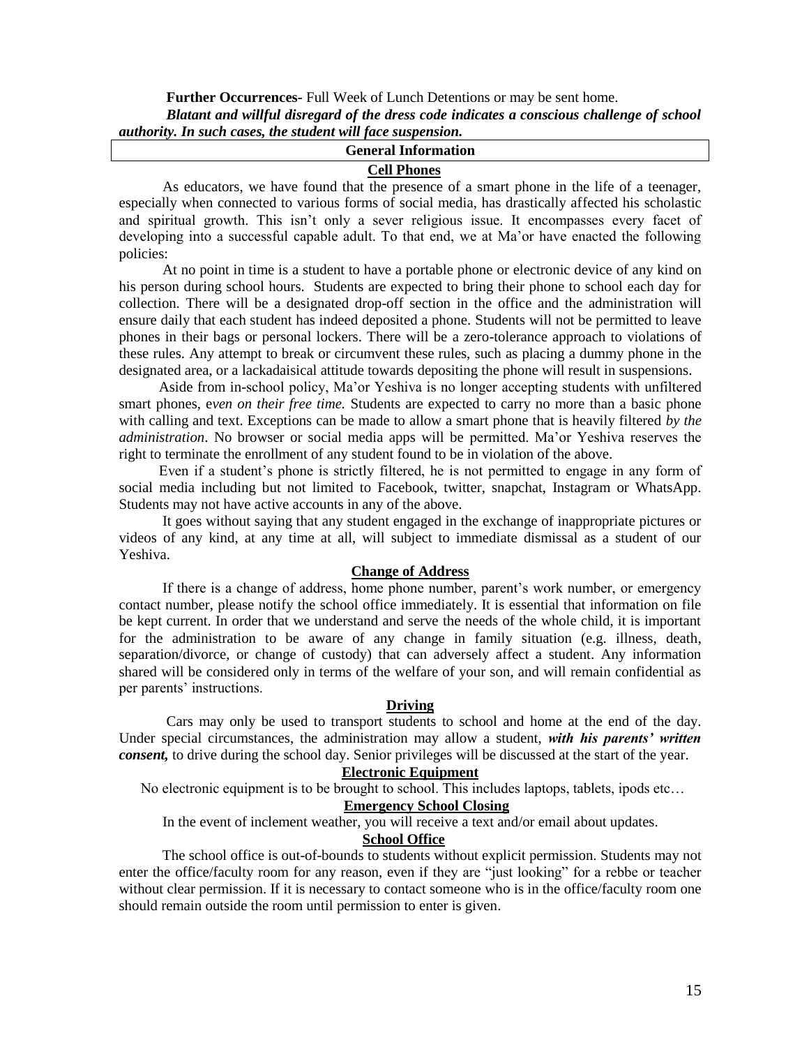**Further Occurrences-** Full Week of Lunch Detentions or may be sent home.

***Blatant and willful disregard of the dress code indicates a conscious challenge of school authority. In such cases, the student will face suspension.***

## General Information

### Cell Phones

As educators, we have found that the presence of a smart phone in the life of a teenager, especially when connected to various forms of social media, has drastically affected his scholastic and spiritual growth. This isn't only a sever religious issue. It encompasses every facet of developing into a successful capable adult. To that end, we at Ma'or have enacted the following policies:

At no point in time is a student to have a portable phone or electronic device of any kind on his person during school hours. Students are expected to bring their phone to school each day for collection. There will be a designated drop-off section in the office and the administration will ensure daily that each student has indeed deposited a phone. Students will not be permitted to leave phones in their bags or personal lockers. There will be a zero-tolerance approach to violations of these rules. Any attempt to break or circumvent these rules, such as placing a dummy phone in the designated area, or a lackadaisical attitude towards depositing the phone will result in suspensions.

Aside from in-school policy, Ma'or Yeshiva is no longer accepting students with unfiltered smart phones, e*ven on their free time.* Students are expected to carry no more than a basic phone with calling and text. Exceptions can be made to allow a smart phone that is heavily filtered *by the administration*. No browser or social media apps will be permitted. Ma'or Yeshiva reserves the right to terminate the enrollment of any student found to be in violation of the above.

Even if a student's phone is strictly filtered, he is not permitted to engage in any form of social media including but not limited to Facebook, twitter, snapchat, Instagram or WhatsApp. Students may not have active accounts in any of the above.

It goes without saying that any student engaged in the exchange of inappropriate pictures or videos of any kind, at any time at all, will subject to immediate dismissal as a student of our Yeshiva.

### Change of Address

If there is a change of address, home phone number, parent's work number, or emergency contact number, please notify the school office immediately. It is essential that information on file be kept current. In order that we understand and serve the needs of the whole child, it is important for the administration to be aware of any change in family situation (e.g. illness, death, separation/divorce, or change of custody) that can adversely affect a student. Any information shared will be considered only in terms of the welfare of your son, and will remain confidential as per parents' instructions.

### Driving

Cars may only be used to transport students to school and home at the end of the day. Under special circumstances, the administration may allow a student, ***with his parents' written consent,*** to drive during the school day. Senior privileges will be discussed at the start of the year.

### Electronic Equipment

No electronic equipment is to be brought to school. This includes laptops, tablets, ipods etc…

### Emergency School Closing

In the event of inclement weather, you will receive a text and/or email about updates.

### School Office

The school office is out-of-bounds to students without explicit permission. Students may not enter the office/faculty room for any reason, even if they are "just looking" for a rebbe or teacher without clear permission. If it is necessary to contact someone who is in the office/faculty room one should remain outside the room until permission to enter is given.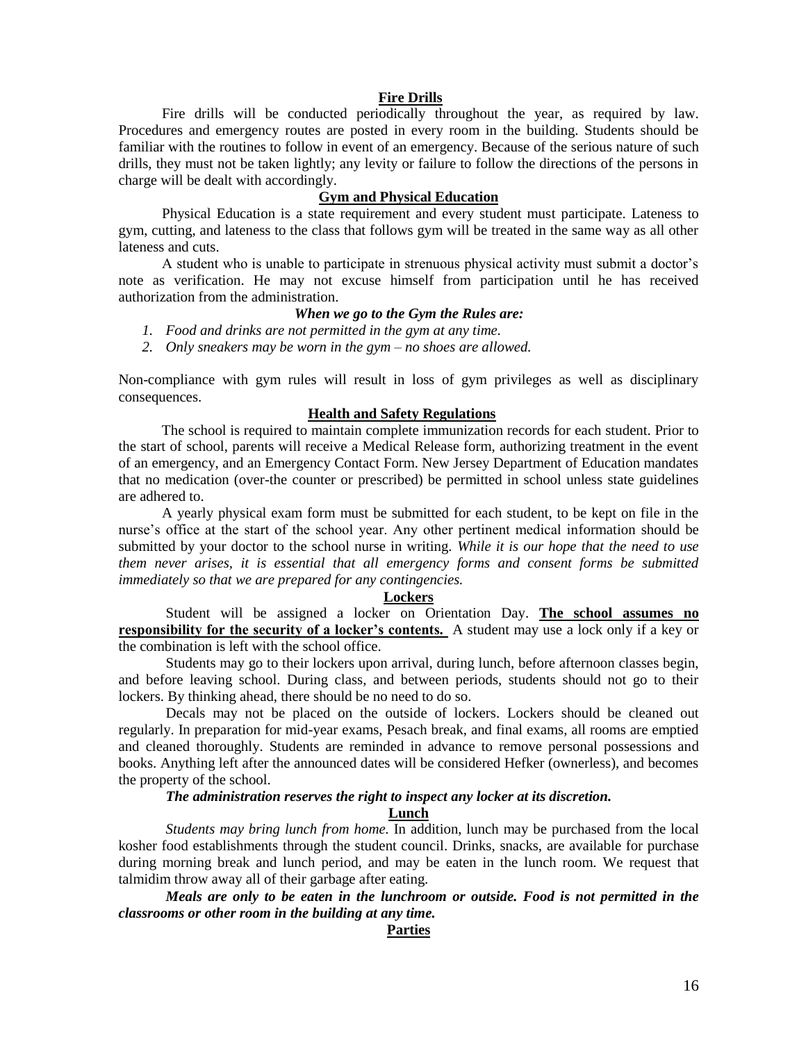## Fire Drills

Fire drills will be conducted periodically throughout the year, as required by law. Procedures and emergency routes are posted in every room in the building. Students should be familiar with the routines to follow in event of an emergency. Because of the serious nature of such drills, they must not be taken lightly; any levity or failure to follow the directions of the persons in charge will be dealt with accordingly.

## Gym and Physical Education

Physical Education is a state requirement and every student must participate. Lateness to gym, cutting, and lateness to the class that follows gym will be treated in the same way as all other lateness and cuts.

A student who is unable to participate in strenuous physical activity must submit a doctor's note as verification. He may not excuse himself from participation until he has received authorization from the administration.

***When we go to the Gym the Rules are:***

1. *Food and drinks are not permitted in the gym at any time.*
2. *Only sneakers may be worn in the gym – no shoes are allowed.*

Non-compliance with gym rules will result in loss of gym privileges as well as disciplinary consequences.

## Health and Safety Regulations

The school is required to maintain complete immunization records for each student. Prior to the start of school, parents will receive a Medical Release form, authorizing treatment in the event of an emergency, and an Emergency Contact Form. New Jersey Department of Education mandates that no medication (over-the counter or prescribed) be permitted in school unless state guidelines are adhered to.

A yearly physical exam form must be submitted for each student, to be kept on file in the nurse's office at the start of the school year. Any other pertinent medical information should be submitted by your doctor to the school nurse in writing. *While it is our hope that the need to use them never arises, it is essential that all emergency forms and consent forms be submitted immediately so that we are prepared for any contingencies.*

## Lockers

Student will be assigned a locker on Orientation Day. **The school assumes no responsibility for the security of a locker's contents.** A student may use a lock only if a key or the combination is left with the school office.

Students may go to their lockers upon arrival, during lunch, before afternoon classes begin, and before leaving school. During class, and between periods, students should not go to their lockers. By thinking ahead, there should be no need to do so.

Decals may not be placed on the outside of lockers. Lockers should be cleaned out regularly. In preparation for mid-year exams, Pesach break, and final exams, all rooms are emptied and cleaned thoroughly. Students are reminded in advance to remove personal possessions and books. Anything left after the announced dates will be considered Hefker (ownerless), and becomes the property of the school.

***The administration reserves the right to inspect any locker at its discretion.***

## Lunch

*Students may bring lunch from home.* In addition, lunch may be purchased from the local kosher food establishments through the student council. Drinks, snacks, are available for purchase during morning break and lunch period, and may be eaten in the lunch room. We request that talmidim throw away all of their garbage after eating.

***Meals are only to be eaten in the lunchroom or outside. Food is not permitted in the classrooms or other room in the building at any time.***

## Parties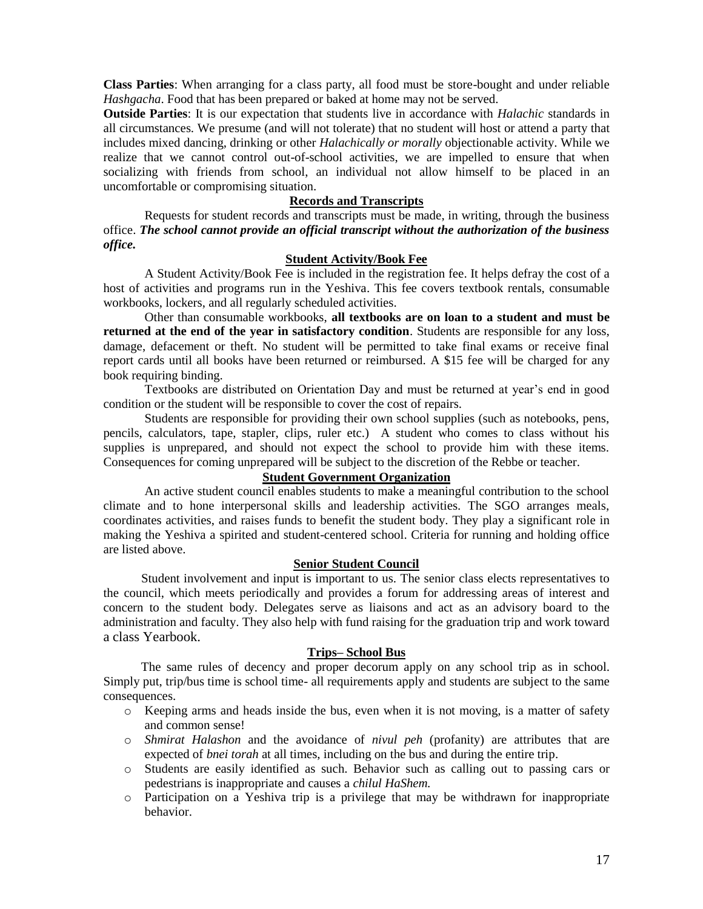**Class Parties**: When arranging for a class party, all food must be store-bought and under reliable *Hashgacha*. Food that has been prepared or baked at home may not be served.

**Outside Parties**: It is our expectation that students live in accordance with *Halachic* standards in all circumstances. We presume (and will not tolerate) that no student will host or attend a party that includes mixed dancing, drinking or other *Halachically or morally* objectionable activity. While we realize that we cannot control out-of-school activities, we are impelled to ensure that when socializing with friends from school, an individual not allow himself to be placed in an uncomfortable or compromising situation.

## Records and Transcripts

Requests for student records and transcripts must be made, in writing, through the business office. ***The school cannot provide an official transcript without the authorization of the business office.***

## Student Activity/Book Fee

A Student Activity/Book Fee is included in the registration fee. It helps defray the cost of a host of activities and programs run in the Yeshiva. This fee covers textbook rentals, consumable workbooks, lockers, and all regularly scheduled activities.

Other than consumable workbooks, **all textbooks are on loan to a student and must be returned at the end of the year in satisfactory condition**. Students are responsible for any loss, damage, defacement or theft. No student will be permitted to take final exams or receive final report cards until all books have been returned or reimbursed. A $15 fee will be charged for any book requiring binding.

Textbooks are distributed on Orientation Day and must be returned at year's end in good condition or the student will be responsible to cover the cost of repairs.

Students are responsible for providing their own school supplies (such as notebooks, pens, pencils, calculators, tape, stapler, clips, ruler etc.) A student who comes to class without his supplies is unprepared, and should not expect the school to provide him with these items. Consequences for coming unprepared will be subject to the discretion of the Rebbe or teacher.

## Student Government Organization

An active student council enables students to make a meaningful contribution to the school climate and to hone interpersonal skills and leadership activities. The SGO arranges meals, coordinates activities, and raises funds to benefit the student body. They play a significant role in making the Yeshiva a spirited and student-centered school. Criteria for running and holding office are listed above.

## Senior Student Council

Student involvement and input is important to us. The senior class elects representatives to the council, which meets periodically and provides a forum for addressing areas of interest and concern to the student body. Delegates serve as liaisons and act as an advisory board to the administration and faculty. They also help with fund raising for the graduation trip and work toward a class Yearbook.

## Trips– School Bus

The same rules of decency and proper decorum apply on any school trip as in school. Simply put, trip/bus time is school time- all requirements apply and students are subject to the same consequences.

- Keeping arms and heads inside the bus, even when it is not moving, is a matter of safety and common sense!
- *Shmirat Halashon* and the avoidance of *nivul peh* (profanity) are attributes that are expected of *bnei torah* at all times, including on the bus and during the entire trip.
- Students are easily identified as such. Behavior such as calling out to passing cars or pedestrians is inappropriate and causes a *chilul HaShem.*
- Participation on a Yeshiva trip is a privilege that may be withdrawn for inappropriate behavior.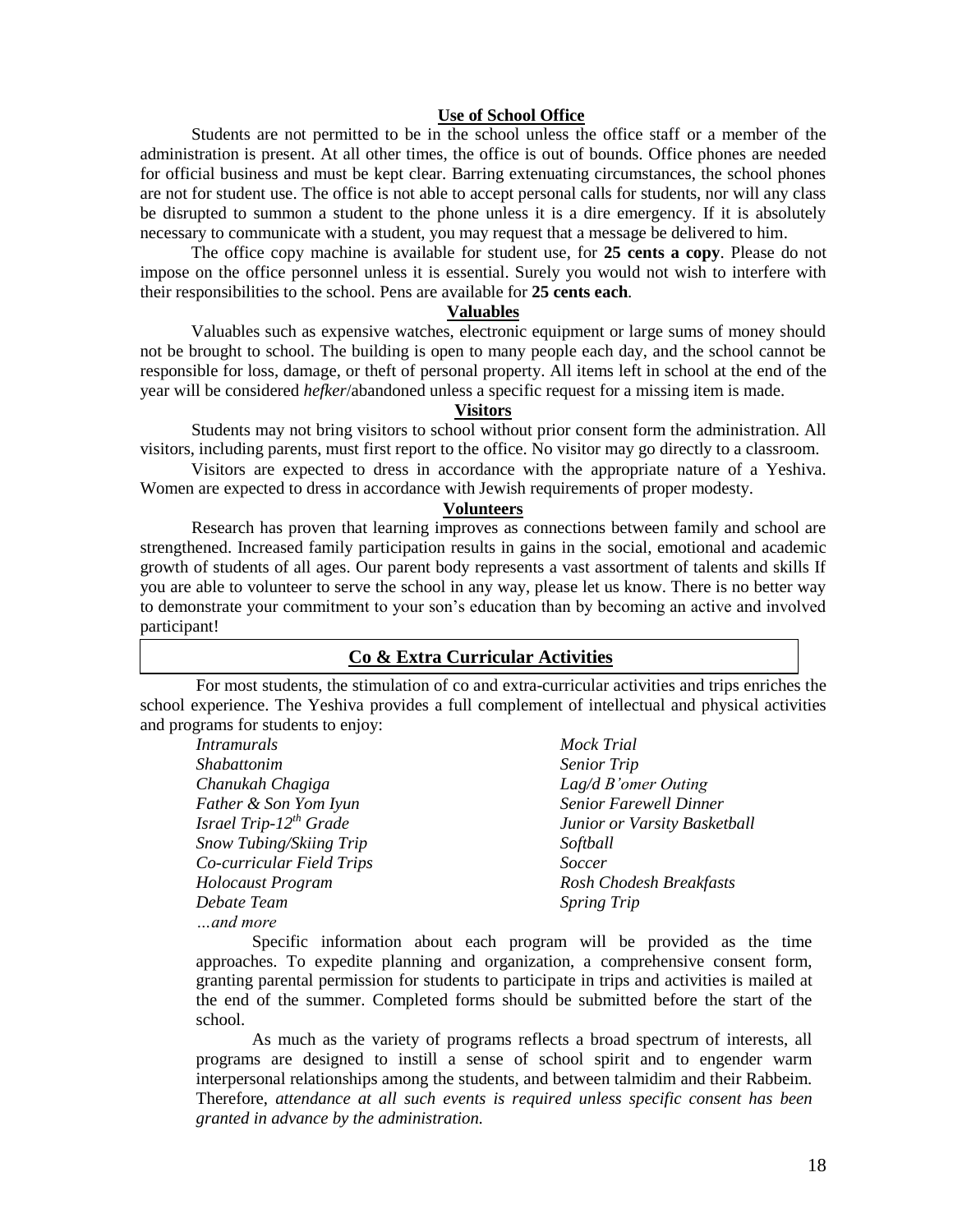### Use of School Office

Students are not permitted to be in the school unless the office staff or a member of the administration is present. At all other times, the office is out of bounds. Office phones are needed for official business and must be kept clear. Barring extenuating circumstances, the school phones are not for student use. The office is not able to accept personal calls for students, nor will any class be disrupted to summon a student to the phone unless it is a dire emergency. If it is absolutely necessary to communicate with a student, you may request that a message be delivered to him.

The office copy machine is available for student use, for **25 cents a copy**. Please do not impose on the office personnel unless it is essential. Surely you would not wish to interfere with their responsibilities to the school. Pens are available for **25 cents each**.

### Valuables

Valuables such as expensive watches, electronic equipment or large sums of money should not be brought to school. The building is open to many people each day, and the school cannot be responsible for loss, damage, or theft of personal property. All items left in school at the end of the year will be considered *hefker*/abandoned unless a specific request for a missing item is made.

### Visitors

Students may not bring visitors to school without prior consent form the administration. All visitors, including parents, must first report to the office. No visitor may go directly to a classroom.

Visitors are expected to dress in accordance with the appropriate nature of a Yeshiva. Women are expected to dress in accordance with Jewish requirements of proper modesty.

### Volunteers

Research has proven that learning improves as connections between family and school are strengthened. Increased family participation results in gains in the social, emotional and academic growth of students of all ages. Our parent body represents a vast assortment of talents and skills If you are able to volunteer to serve the school in any way, please let us know. There is no better way to demonstrate your commitment to your son's education than by becoming an active and involved participant!

## Co & Extra Curricular Activities

For most students, the stimulation of co and extra-curricular activities and trips enriches the school experience. The Yeshiva provides a full complement of intellectual and physical activities and programs for students to enjoy:

- *Intramurals*
- *Shabattonim*
- *Chanukah Chagiga*
- *Father & Son Yom Iyun*
- *Israel Trip-12th Grade*
- *Snow Tubing/Skiing Trip*
- *Co-curricular Field Trips*
- *Holocaust Program*
- *Debate Team*
- *Mock Trial*
- *Senior Trip*
- *Lag/d B'omer Outing*
- *Senior Farewell Dinner*
- *Junior or Varsity Basketball*
- *Softball*
- *Soccer*
- *Rosh Chodesh Breakfasts*
- *Spring Trip*

*…and more*

Specific information about each program will be provided as the time approaches. To expedite planning and organization, a comprehensive consent form, granting parental permission for students to participate in trips and activities is mailed at the end of the summer. Completed forms should be submitted before the start of the school.

As much as the variety of programs reflects a broad spectrum of interests, all programs are designed to instill a sense of school spirit and to engender warm interpersonal relationships among the students, and between talmidim and their Rabbeim. Therefore, *attendance at all such events is required unless specific consent has been granted in advance by the administration.*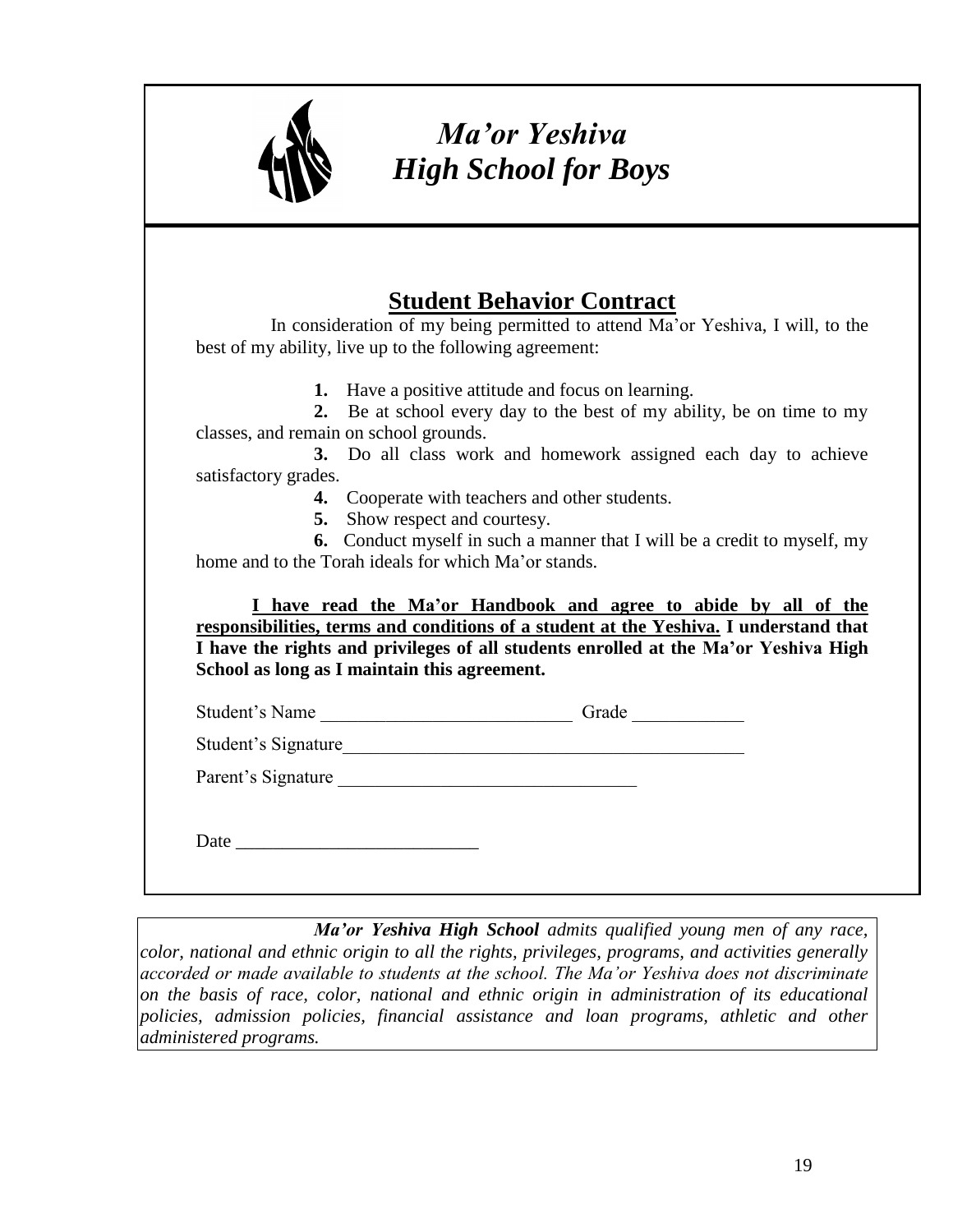# *Ma'or Yeshiva*
# *High School for Boys*

## Student Behavior Contract

In consideration of my being permitted to attend Ma'or Yeshiva, I will, to the best of my ability, live up to the following agreement:

1. Have a positive attitude and focus on learning.
2. Be at school every day to the best of my ability, be on time to my classes, and remain on school grounds.
3. Do all class work and homework assigned each day to achieve satisfactory grades.
4. Cooperate with teachers and other students.
5. Show respect and courtesy.
6. Conduct myself in such a manner that I will be a credit to myself, my home and to the Torah ideals for which Ma'or stands.

**<u>I have read the Ma'or Handbook and agree to abide by all of the responsibilities, terms and conditions of a student at the Yeshiva.</u> I understand that I have the rights and privileges of all students enrolled at the Ma'or Yeshiva High School as long as I maintain this agreement.**

Student's Name ___________________________ Grade ____________

Student's Signature____________________________________________

Parent's Signature ________________________________

Date __________________________

***Ma'or Yeshiva High School*** *admits qualified young men of any race, color, national and ethnic origin to all the rights, privileges, programs, and activities generally accorded or made available to students at the school. The Ma'or Yeshiva does not discriminate on the basis of race, color, national and ethnic origin in administration of its educational policies, admission policies, financial assistance and loan programs, athletic and other administered programs.*